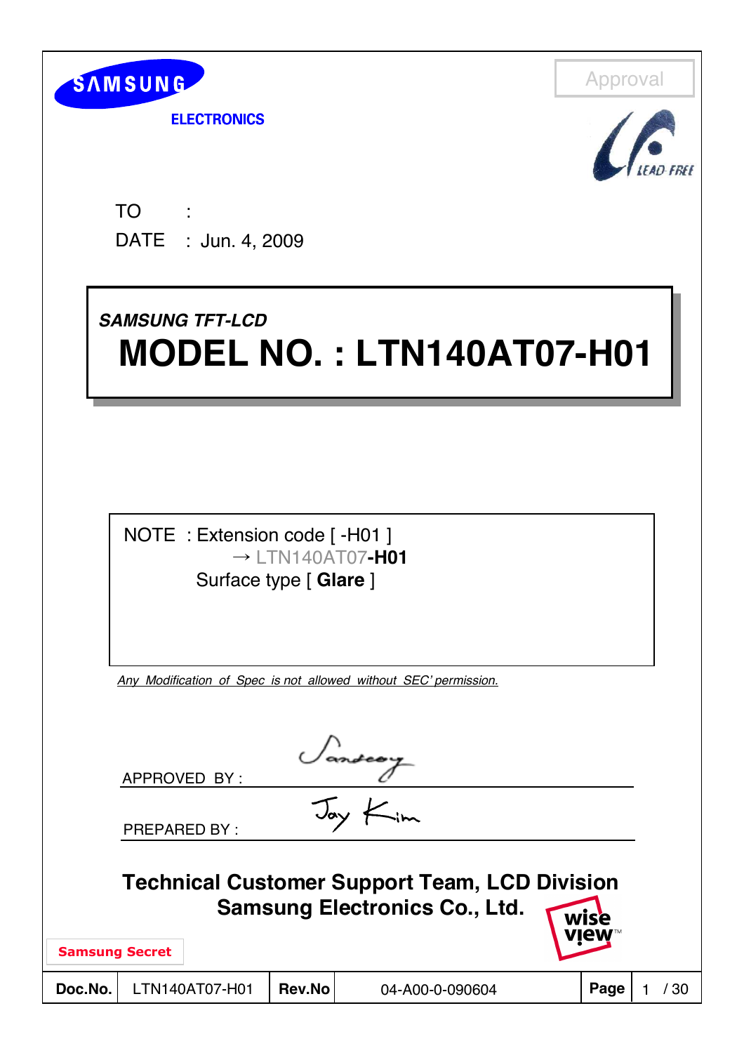SAMSUNG ELECTRONICS

Approval

LEAD FREE

TO :

DATE : Jun. 4, 2009

***SAMSUNG TFT-LCD***

# MODEL NO. : LTN140AT07-H01

NOTE : Extension code [ -H01 ]

→ LTN140AT07**-H01**

Surface type [ **Glare** ]

*Any Modification of Spec is not allowed without SEC' permission.*

APPROVED BY :

PREPARED BY :

**Technical Customer Support Team, LCD Division**

**Samsung Electronics Co., Ltd.**

wise view™

**Samsung Secret**

| **Doc.No.** | LTN140AT07-H01 | **Rev.No** | 04-A00-0-090604 | **Page** | 1 / 30 |
|---|---|---|---|---|---|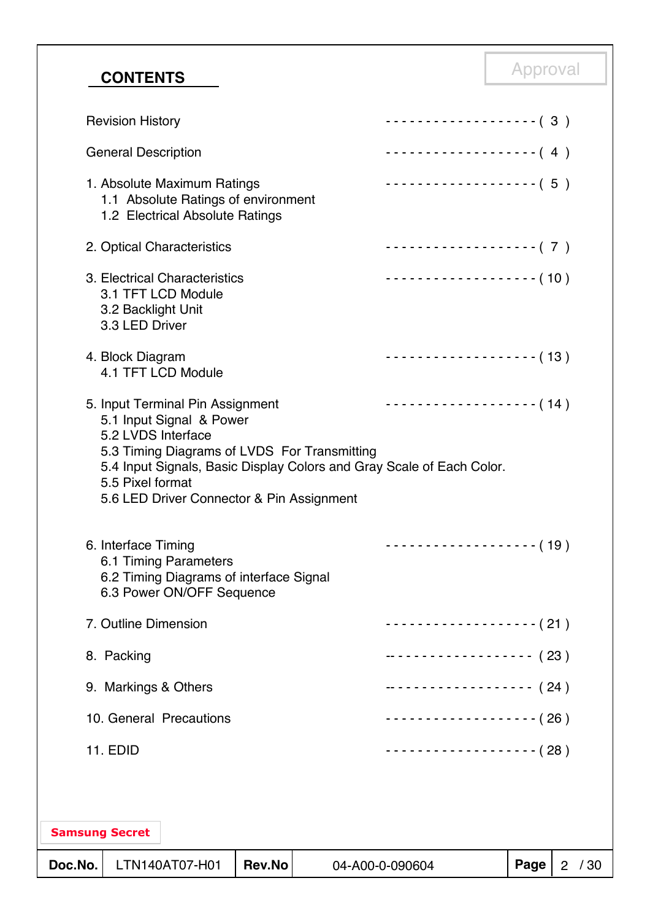## CONTENTS

Approval

Revision History ------------------- ( 3 )

General Description ------------------- ( 4 )

1. Absolute Maximum Ratings ------------------- ( 5 )
   1.1 Absolute Ratings of environment
   1.2 Electrical Absolute Ratings

2. Optical Characteristics ------------------- ( 7 )

3. Electrical Characteristics ------------------- ( 10 )
   3.1 TFT LCD Module
   3.2 Backlight Unit
   3.3 LED Driver

4. Block Diagram ------------------- ( 13 )
   4.1 TFT LCD Module

5. Input Terminal Pin Assignment ------------------- ( 14 )
   5.1 Input Signal & Power
   5.2 LVDS Interface
   5.3 Timing Diagrams of LVDS For Transmitting
   5.4 Input Signals, Basic Display Colors and Gray Scale of Each Color.
   5.5 Pixel format
   5.6 LED Driver Connector & Pin Assignment

6. Interface Timing ------------------- ( 19 )
   6.1 Timing Parameters
   6.2 Timing Diagrams of interface Signal
   6.3 Power ON/OFF Sequence

7. Outline Dimension ------------------- ( 21 )

8. Packing ------------------- ( 23 )

9. Markings & Others ------------------- ( 24 )

10. General Precautions ------------------- ( 26 )

11. EDID ------------------- ( 28 )

Samsung Secret

| Doc.No. | LTN140AT07-H01 | Rev.No | 04-A00-0-090604 | Page | 2 / 30 |
|---|---|---|---|---|---|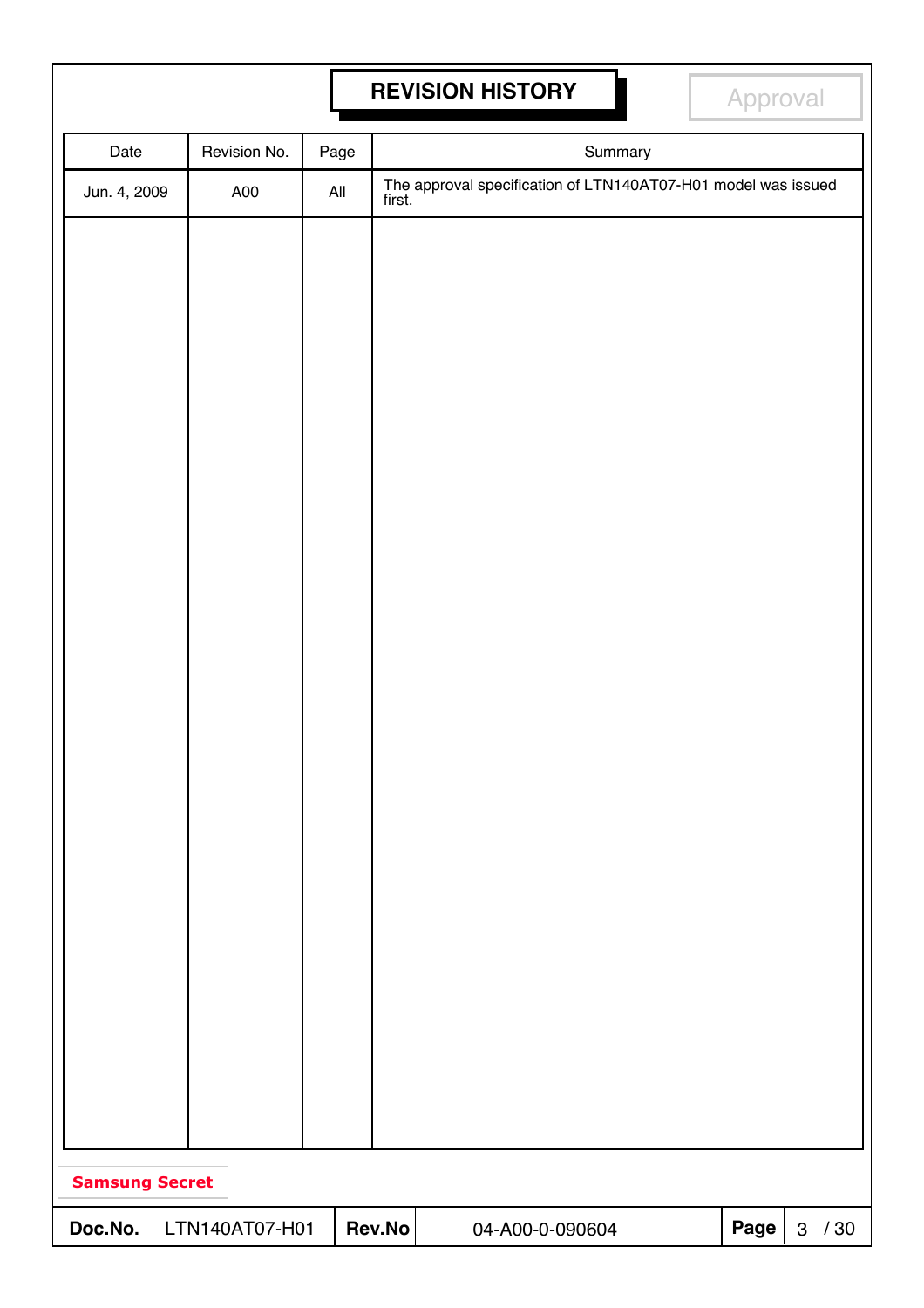# REVISION HISTORY

Approval

| Date | Revision No. | Page | Summary |
|---|---|---|---|
| Jun. 4, 2009 | A00 | All | The approval specification of LTN140AT07-H01 model was issued first. |

**Samsung Secret**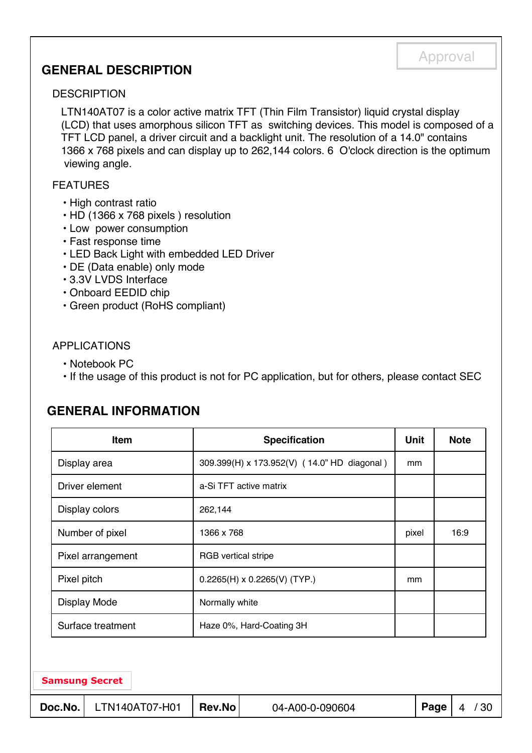## GENERAL DESCRIPTION

### DESCRIPTION

LTN140AT07 is a color active matrix TFT (Thin Film Transistor) liquid crystal display (LCD) that uses amorphous silicon TFT as switching devices. This model is composed of a TFT LCD panel, a driver circuit and a backlight unit. The resolution of a 14.0" contains 1366 x 768 pixels and can display up to 262,144 colors. 6 O'clock direction is the optimum viewing angle.

### FEATURES

- High contrast ratio
- HD (1366 x 768 pixels ) resolution
- Low power consumption
- Fast response time
- LED Back Light with embedded LED Driver
- DE (Data enable) only mode
- 3.3V LVDS Interface
- Onboard EEDID chip
- Green product (RoHS compliant)

### APPLICATIONS

- Notebook PC
- If the usage of this product is not for PC application, but for others, please contact SEC

## GENERAL INFORMATION

| Item | Specification | Unit | Note |
|---|---|---|---|
| Display area | 309.399(H) x 173.952(V) ( 14.0" HD diagonal ) | mm | |
| Driver element | a-Si TFT active matrix | | |
| Display colors | 262,144 | | |
| Number of pixel | 1366 x 768 | pixel | 16:9 |
| Pixel arrangement | RGB vertical stripe | | |
| Pixel pitch | 0.2265(H) x 0.2265(V) (TYP.) | mm | |
| Display Mode | Normally white | | |
| Surface treatment | Haze 0%, Hard-Coating 3H | | |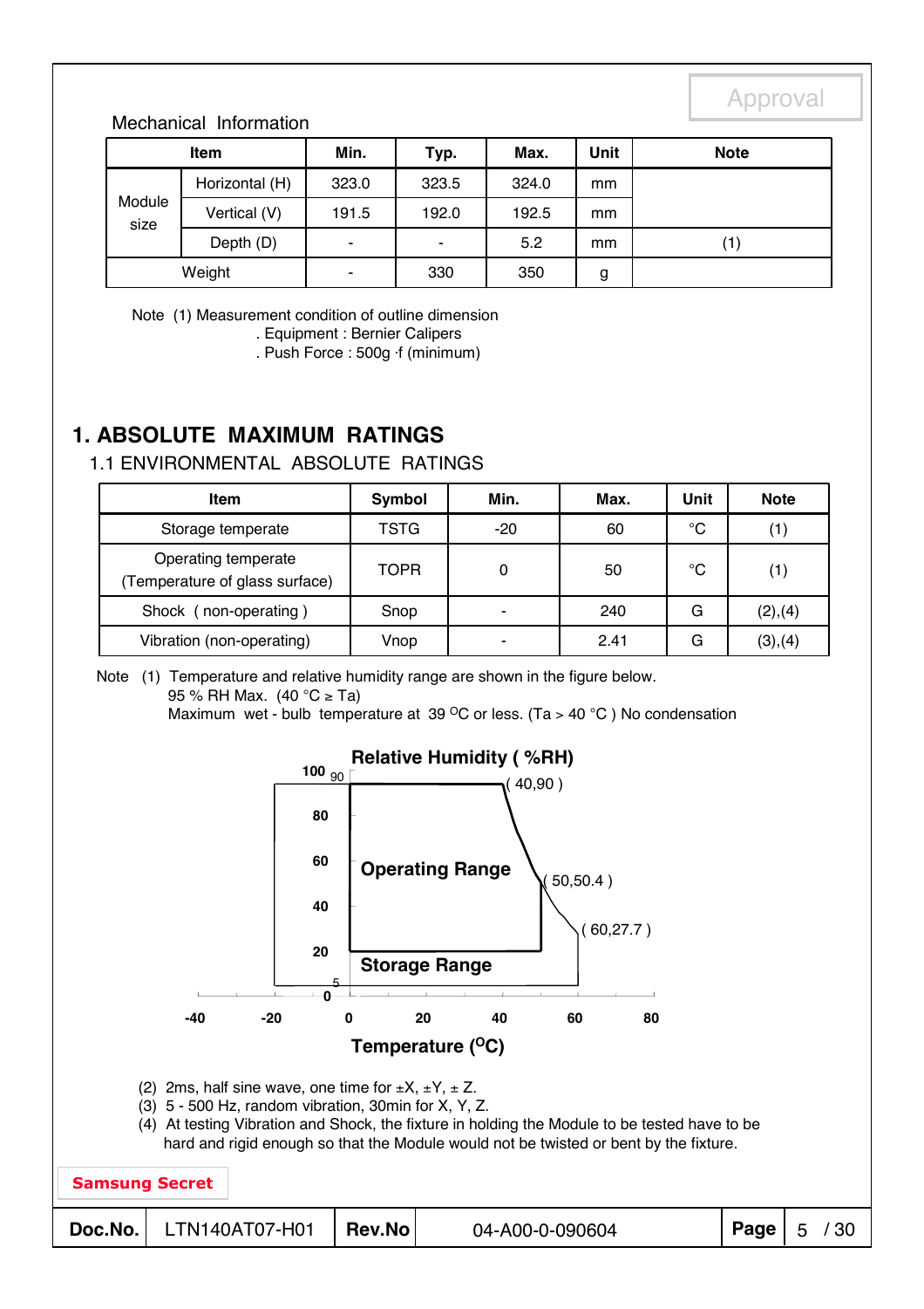Approval

Mechanical Information

| Item | | Min. | Typ. | Max. | Unit | Note |
|---|---|---|---|---|---|---|
| Module size | Horizontal (H) | 323.0 | 323.5 | 324.0 | mm | |
| | Vertical (V) | 191.5 | 192.0 | 192.5 | mm | |
| | Depth (D) | - | - | 5.2 | mm | (1) |
| Weight | | - | 330 | 350 | g | |

Note (1) Measurement condition of outline dimension
. Equipment : Bernier Calipers
. Push Force : 500g ·f (minimum)

# 1. ABSOLUTE MAXIMUM RATINGS

## 1.1 ENVIRONMENTAL ABSOLUTE RATINGS

| Item | Symbol | Min. | Max. | Unit | Note |
|---|---|---|---|---|---|
| Storage temperate | TSTG | -20 | 60 | °C | (1) |
| Operating temperate (Temperature of glass surface) | TOPR | 0 | 50 | °C | (1) |
| Shock ( non-operating ) | Snop | - | 240 | G | (2),(4) |
| Vibration (non-operating) | Vnop | - | 2.41 | G | (3),(4) |

Note (1) Temperature and relative humidity range are shown in the figure below.
95 % RH Max. (40 °C ≥ Ta)
Maximum wet - bulb temperature at 39 °C or less. (Ta > 40 °C ) No condensation

Relative Humidity ( %RH)

( 40,90 )
( 50,50.4 )
( 60,27.7 )

Operating Range

Storage Range

Temperature (°C)

(2) 2ms, half sine wave, one time for ±X, ±Y, ± Z.
(3) 5 - 500 Hz, random vibration, 30min for X, Y, Z.
(4) At testing Vibration and Shock, the fixture in holding the Module to be tested have to be hard and rigid enough so that the Module would not be twisted or bent by the fixture.

Samsung Secret

| Doc.No. | LTN140AT07-H01 | Rev.No | 04-A00-0-090604 |
|---|---|---|---|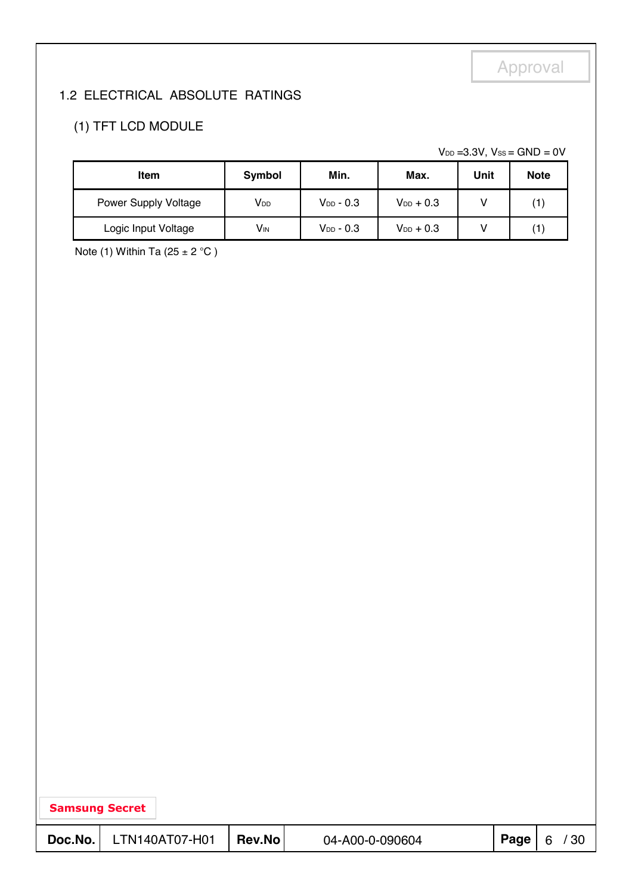## 1.2 ELECTRICAL ABSOLUTE RATINGS

### (1) TFT LCD MODULE

$V_{DD}$ =3.3V, $V_{SS}$ = GND = 0V

| Item | Symbol | Min. | Max. | Unit | Note |
|---|---|---|---|---|---|
| Power Supply Voltage | $V_{DD}$ | $V_{DD}$ - 0.3 | $V_{DD}$ + 0.3 | V | (1) |
| Logic Input Voltage | $V_{IN}$ | $V_{DD}$ - 0.3 | $V_{DD}$ + 0.3 | V | (1) |

Note (1) Within Ta (25 ± 2 °C )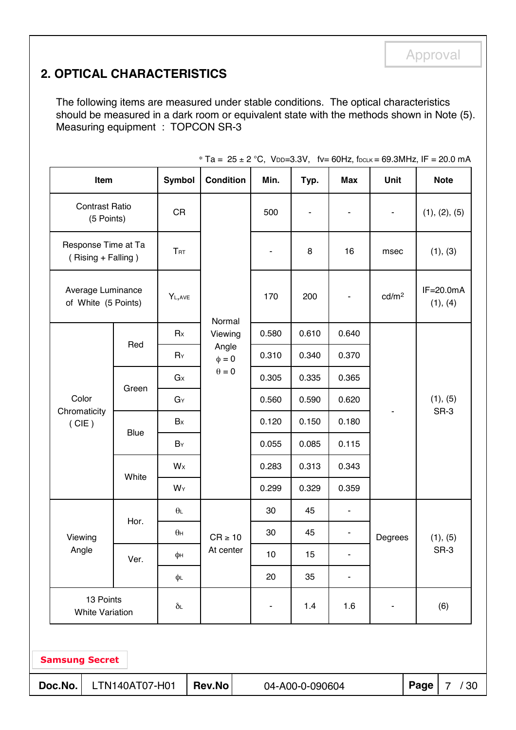## 2. OPTICAL CHARACTERISTICS

The following items are measured under stable conditions. The optical characteristics should be measured in a dark room or equivalent state with the methods shown in Note (5).
Measuring equipment : TOPCON SR-3

* Ta = 25 ± 2 °C, $V_{DD}$=3.3V, fv= 60Hz, $f_{DCLK}$ = 69.3MHz, IF = 20.0 mA

| Item | | Symbol | Condition | Min. | Typ. | Max | Unit | Note |
|---|---|---|---|---|---|---|---|---|
| Contrast Ratio (5 Points) | | CR | Normal Viewing Angle $\phi = 0$ $\theta = 0$ | 500 | - | - | - | (1), (2), (5) |
| Response Time at Ta ( Rising + Falling ) | | $T_{RT}$ | | - | 8 | 16 | msec | (1), (3) |
| Average Luminance of White (5 Points) | | $Y_{L,AVE}$ | | 170 | 200 | - | cd/m² | IF=20.0mA (1), (4) |
| Color Chromaticity ( CIE ) | Red | $R_X$ | | 0.580 | 0.610 | 0.640 | - | (1), (5) SR-3 |
| | | $R_Y$ | | 0.310 | 0.340 | 0.370 | | |
| | Green | $G_X$ | | 0.305 | 0.335 | 0.365 | | |
| | | $G_Y$ | | 0.560 | 0.590 | 0.620 | | |
| | Blue | $B_X$ | | 0.120 | 0.150 | 0.180 | | |
| | | $B_Y$ | | 0.055 | 0.085 | 0.115 | | |
| | White | $W_X$ | | 0.283 | 0.313 | 0.343 | | |
| | | $W_Y$ | | 0.299 | 0.329 | 0.359 | | |
| Viewing Angle | Hor. | $\theta_L$ | CR ≥ 10 At center | 30 | 45 | - | Degrees | (1), (5) SR-3 |
| | | $\theta_H$ | | 30 | 45 | - | | |
| | Ver. | $\phi_H$ | | 10 | 15 | - | | |
| | | $\phi_L$ | | 20 | 35 | - | | |
| 13 Points White Variation | | $\delta_L$ | | - | 1.4 | 1.6 | - | (6) |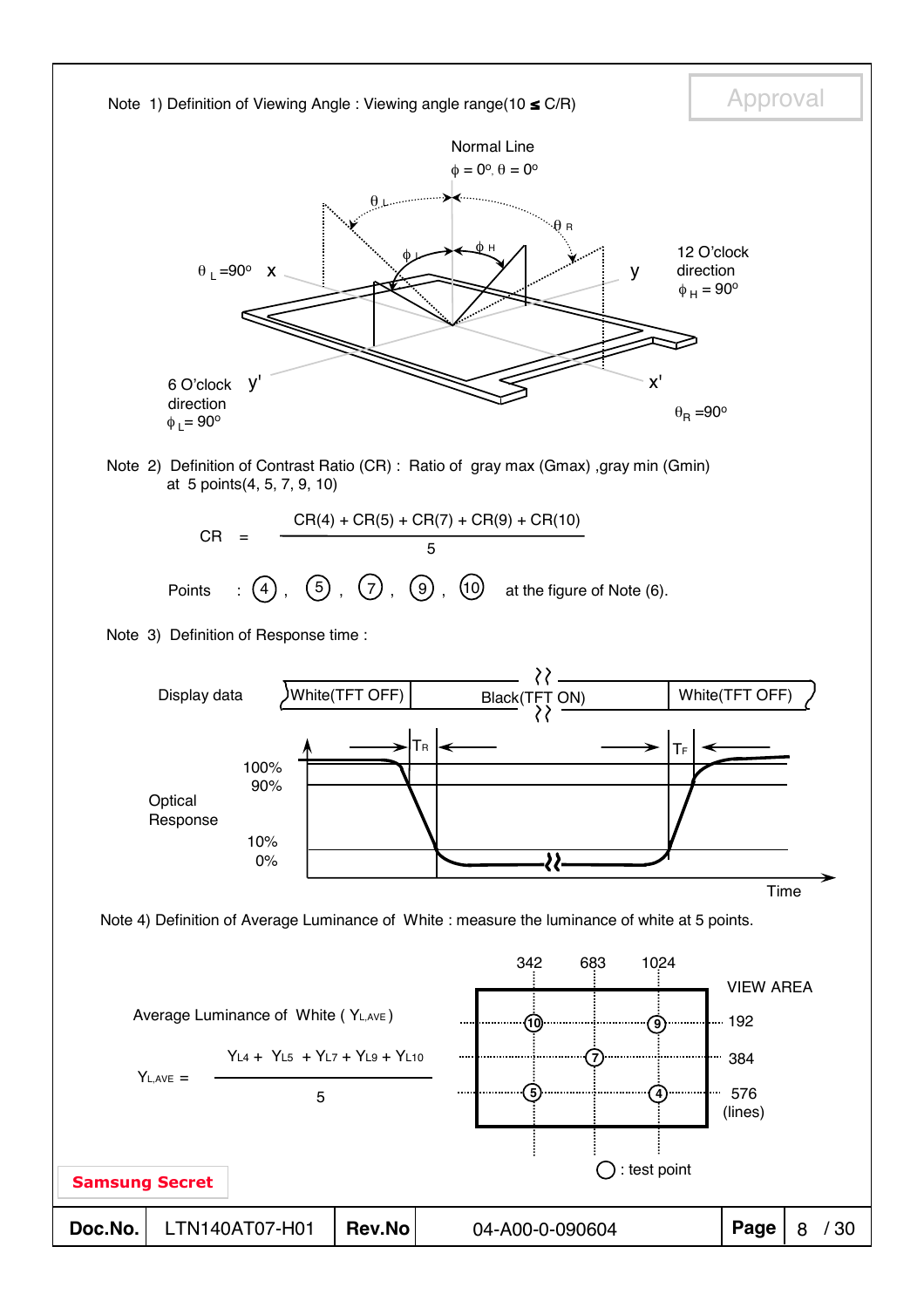Note 1) Definition of Viewing Angle : Viewing angle range(10 ≤ C/R)

Normal Line

$\phi = 0^o, \theta = 0^o$

$\theta_L = 90^o$ x

$\theta_L$ $\theta_R$ $\phi_L$ $\phi_H$

y

12 O'clock direction $\phi_H = 90^o$

6 O'clock direction $\phi_L = 90^o$ y'

x'

$\theta_R = 90^o$

Note 2) Definition of Contrast Ratio (CR) : Ratio of gray max (Gmax) ,gray min (Gmin) at 5 points(4, 5, 7, 9, 10)

$$CR = \frac{CR(4) + CR(5) + CR(7) + CR(9) + CR(10)}{5}$$

Points : ④ , ⑤ , ⑦ , ⑨ , ⑩ at the figure of Note (6).

Note 3) Definition of Response time :

Display data: White(TFT OFF) | Black(TFT ON) | White(TFT OFF)

Optical Response: 100%, 90%, 10%, 0%

$T_R$ $T_F$

Time

Note 4) Definition of Average Luminance of White : measure the luminance of white at 5 points.

Average Luminance of White ( $Y_{L,AVE}$ )

$$Y_{L,AVE} = \frac{Y_{L4} + Y_{L5} + Y_{L7} + Y_{L9} + Y_{L10}}{5}$$

VIEW AREA

342, 683, 1024

192, 384, 576 (lines)

◯ : test point

Samsung Secret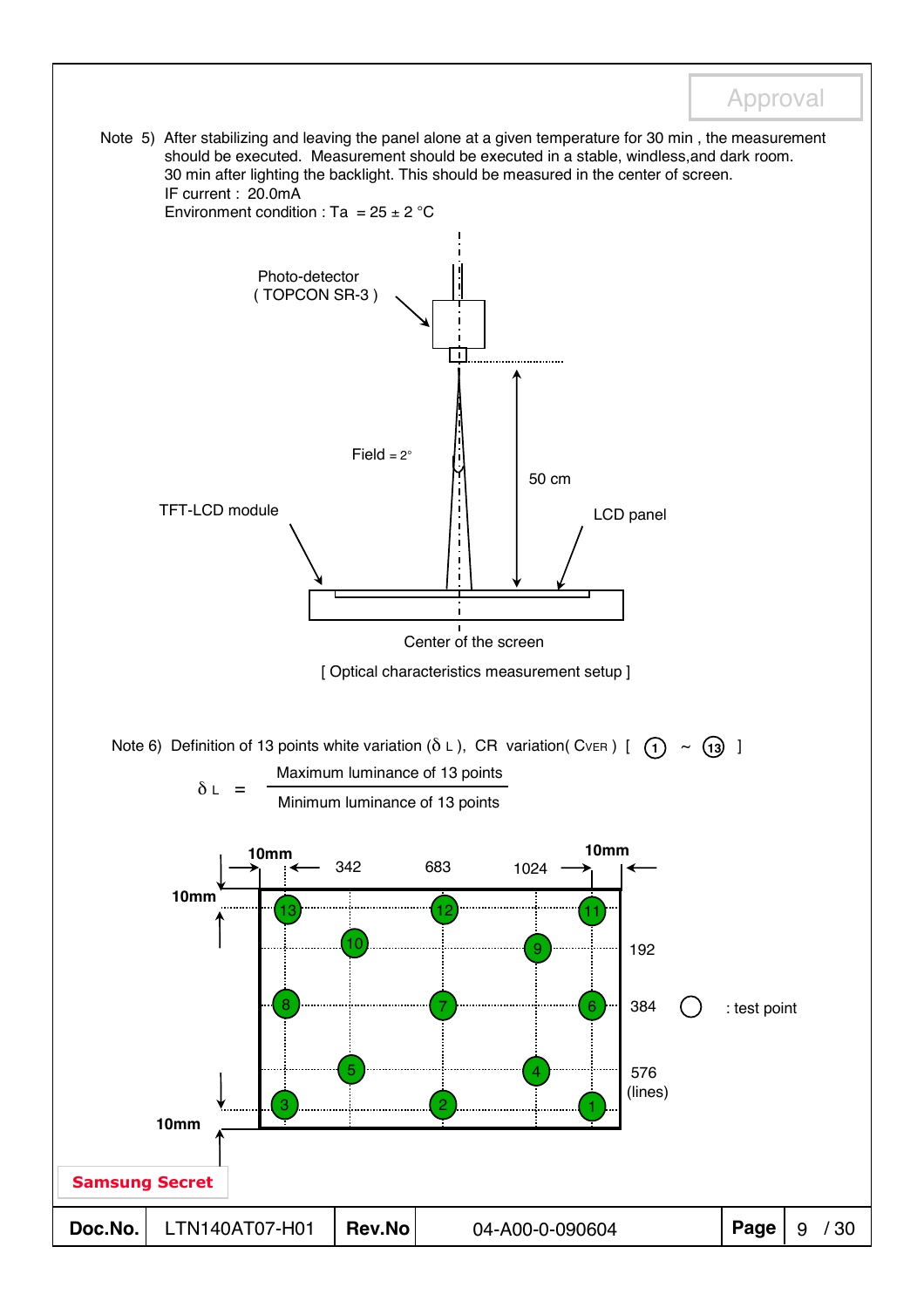Approval

Note 5) After stabilizing and leaving the panel alone at a given temperature for 30 min , the measurement should be executed. Measurement should be executed in a stable, windless,and dark room. 30 min after lighting the backlight. This should be measured in the center of screen.
IF current : 20.0mA
Environment condition : Ta = 25 ± 2 °C

Photo-detector ( TOPCON SR-3 )

Field = 2°

50 cm

TFT-LCD module

LCD panel

Center of the screen

[ Optical characteristics measurement setup ]

Note 6) Definition of 13 points white variation ($\delta_L$), CR variation( $C_{VER}$ ) [ ① ~ ⑬ ]

$$\delta_L = \frac{\text{Maximum luminance of 13 points}}{\text{Minimum luminance of 13 points}}$$

10mm, 342, 683, 1024, 10mm

10mm

192

384 ○ : test point

576 (lines)

10mm

Samsung Secret

| Doc.No. | LTN140AT07-H01 | Rev.No | 04-A00-0-090604 |
|---|---|---|---|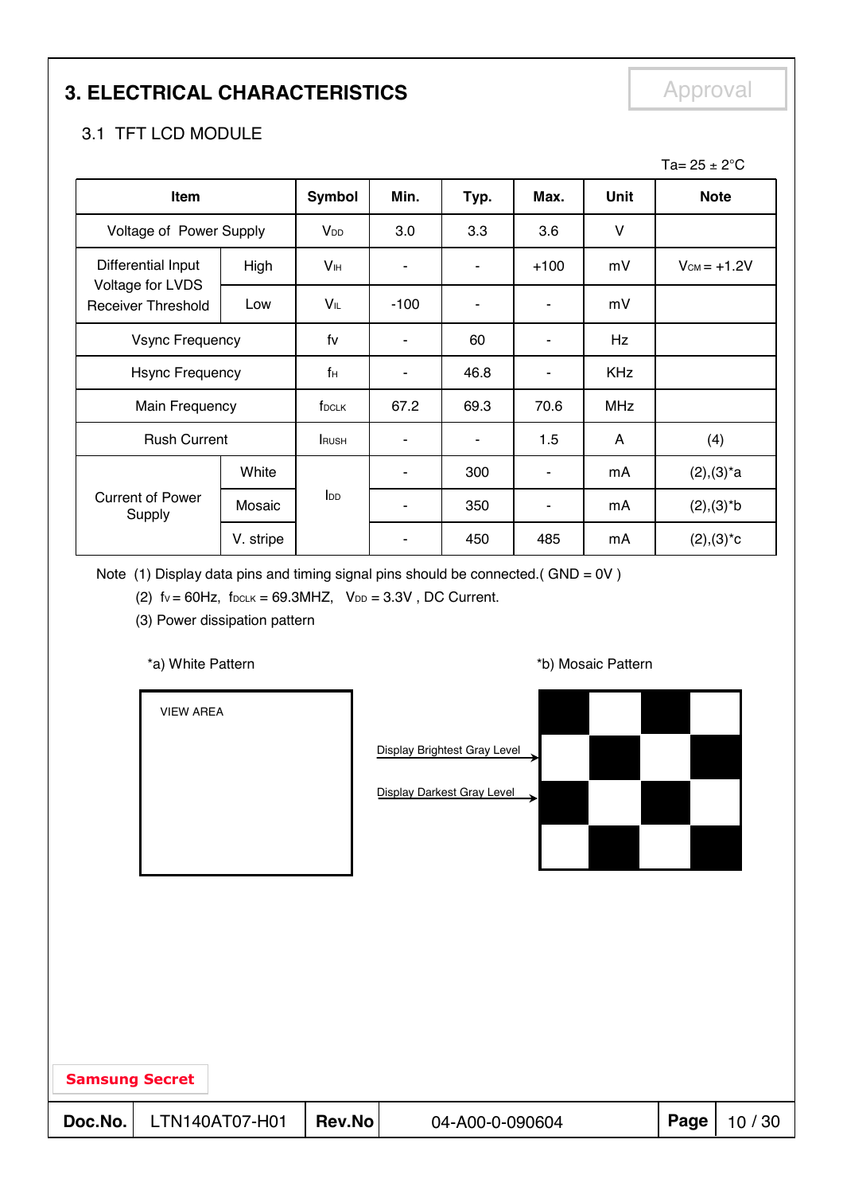# 3. ELECTRICAL CHARACTERISTICS

Approval

## 3.1 TFT LCD MODULE

Ta= 25 ± 2°C

| Item | | Symbol | Min. | Typ. | Max. | Unit | Note |
|---|---|---|---|---|---|---|---|
| Voltage of Power Supply | | $V_{DD}$ | 3.0 | 3.3 | 3.6 | V | |
| Differential Input Voltage for LVDS Receiver Threshold | High | $V_{IH}$ | - | - | +100 | mV | $V_{CM}$ = +1.2V |
| | Low | $V_{IL}$ | -100 | - | - | mV | |
| Vsync Frequency | | fv | - | 60 | - | Hz | |
| Hsync Frequency | | $f_H$ | - | 46.8 | - | KHz | |
| Main Frequency | | $f_{DCLK}$ | 67.2 | 69.3 | 70.6 | MHz | |
| Rush Current | | $I_{RUSH}$ | - | - | 1.5 | A | (4) |
| Current of Power Supply | White | $I_{DD}$ | - | 300 | - | mA | (2),(3)*a |
| | Mosaic | | - | 350 | - | mA | (2),(3)*b |
| | V. stripe | | - | 450 | 485 | mA | (2),(3)*c |

Note (1) Display data pins and timing signal pins should be connected.( GND = 0V )

(2) $f_V$ = 60Hz, $f_{DCLK}$ = 69.3MHZ, $V_{DD}$ = 3.3V , DC Current.

(3) Power dissipation pattern

*a) White Pattern

VIEW AREA

*b) Mosaic Pattern

Display Brightest Gray Level

Display Darkest Gray Level

Samsung Secret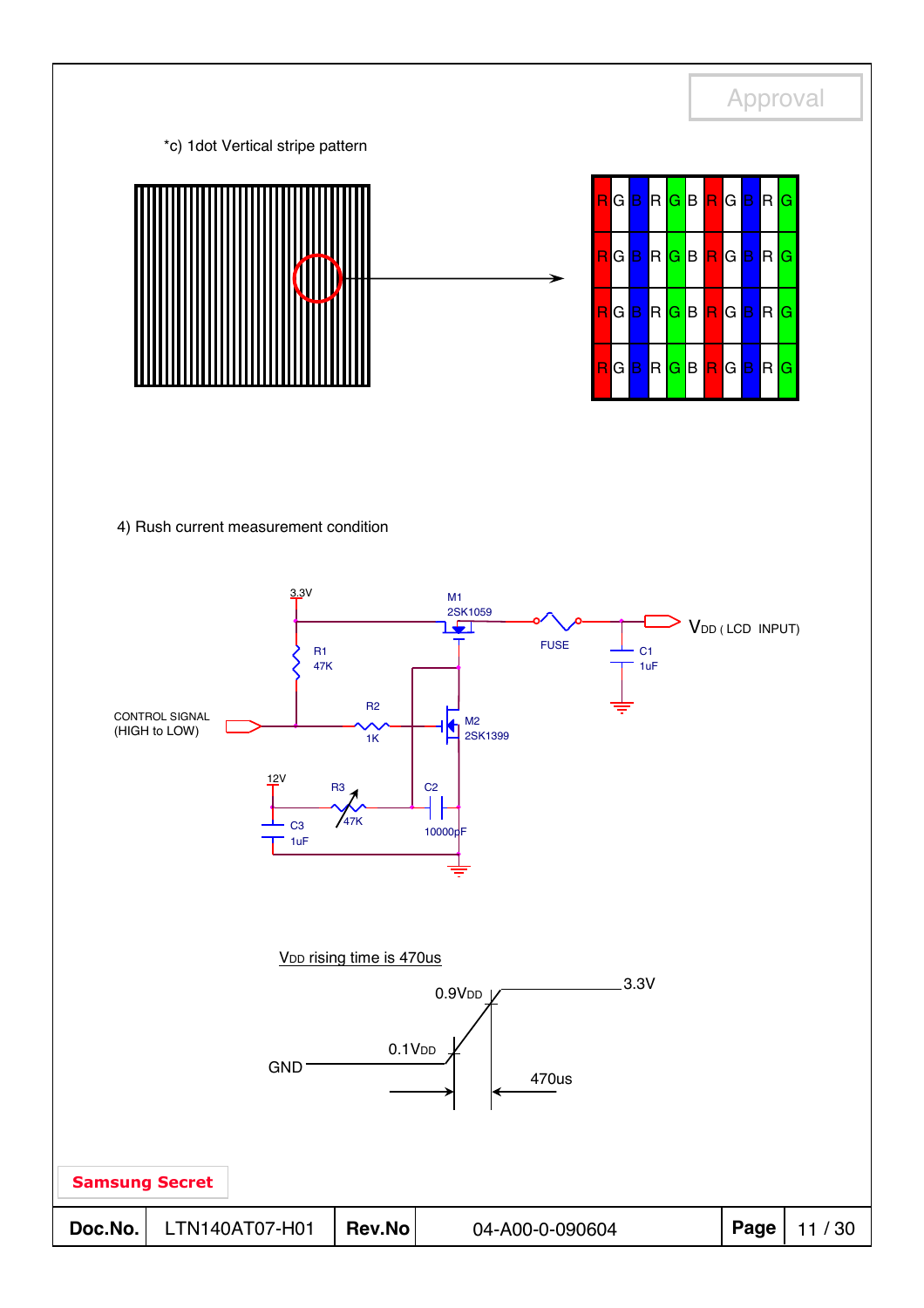*c) 1dot Vertical stripe pattern

| R | G | B | R | G | B | R | G | B | R | G |
|---|---|---|---|---|---|---|---|---|---|---|
| R | G | B | R | G | B | R | G | B | R | G |
| R | G | B | R | G | B | R | G | B | R | G |
| R | G | B | R | G | B | R | G | B | R | G |

4) Rush current measurement condition

3.3V

M1 2SK1059

FUSE

$V_{DD}$ ( LCD INPUT)

C1 1uF

R1 47K

CONTROL SIGNAL (HIGH to LOW)

R2 1K

M2 2SK1399

12V

R3 47K

C2 10000pF

C3 1uF

$V_{DD}$ rising time is 470us

0.9$V_{DD}$

3.3V

0.1$V_{DD}$

GND

470us

Samsung Secret

| Doc.No. | LTN140AT07-H01 | Rev.No | 04-A00-0-090604 | Page | 11 / 30 |
|---|---|---|---|---|---|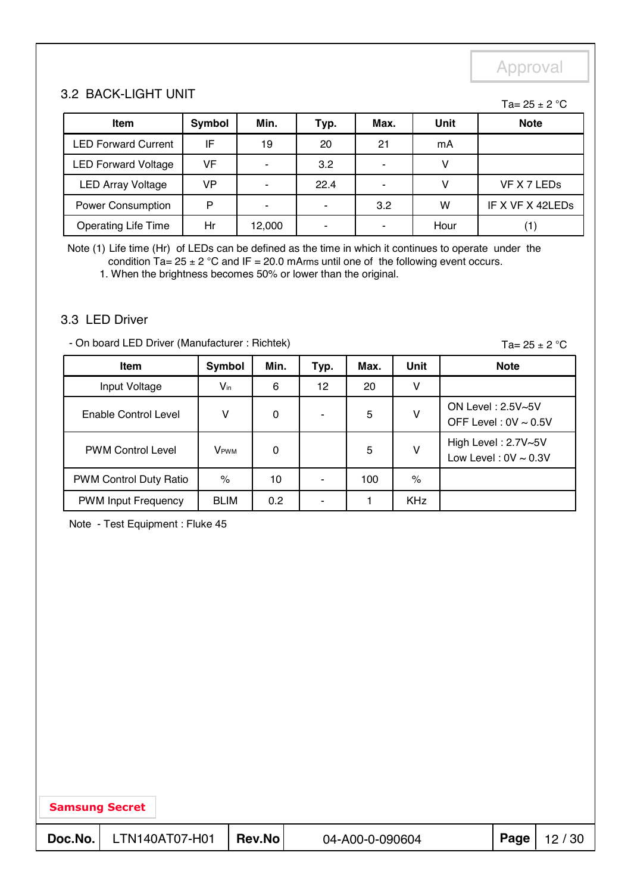Approval

## 3.2 BACK-LIGHT UNIT

Ta= 25 ± 2 °C

| Item | Symbol | Min. | Typ. | Max. | Unit | Note |
|---|---|---|---|---|---|---|
| LED Forward Current | IF | 19 | 20 | 21 | mA | |
| LED Forward Voltage | VF | - | 3.2 | - | V | |
| LED Array Voltage | VP | - | 22.4 | - | V | VF X 7 LEDs |
| Power Consumption | P | - | - | 3.2 | W | IF X VF X 42LEDs |
| Operating Life Time | Hr | 12,000 | - | - | Hour | (1) |

Note (1) Life time (Hr) of LEDs can be defined as the time in which it continues to operate under the condition Ta= 25 ± 2 °C and IF = 20.0 mArms until one of the following event occurs.

1. When the brightness becomes 50% or lower than the original.

## 3.3 LED Driver

- On board LED Driver (Manufacturer : Richtek)

Ta= 25 ± 2 °C

| Item | Symbol | Min. | Typ. | Max. | Unit | Note |
|---|---|---|---|---|---|---|
| Input Voltage | $V_{in}$ | 6 | 12 | 20 | V | |
| Enable Control Level | V | 0 | - | 5 | V | ON Level : 2.5V~5V<br>OFF Level : 0V ~ 0.5V |
| PWM Control Level | $V_{PWM}$ | 0 | | 5 | V | High Level : 2.7V~5V<br>Low Level : 0V ~ 0.3V |
| PWM Control Duty Ratio | % | 10 | - | 100 | % | |
| PWM Input Frequency | BLIM | 0.2 | - | 1 | KHz | |

Note - Test Equipment : Fluke 45

Samsung Secret

| Doc.No. | LTN140AT07-H01 | Rev.No | 04-A00-0-090604 |
|---|---|---|---|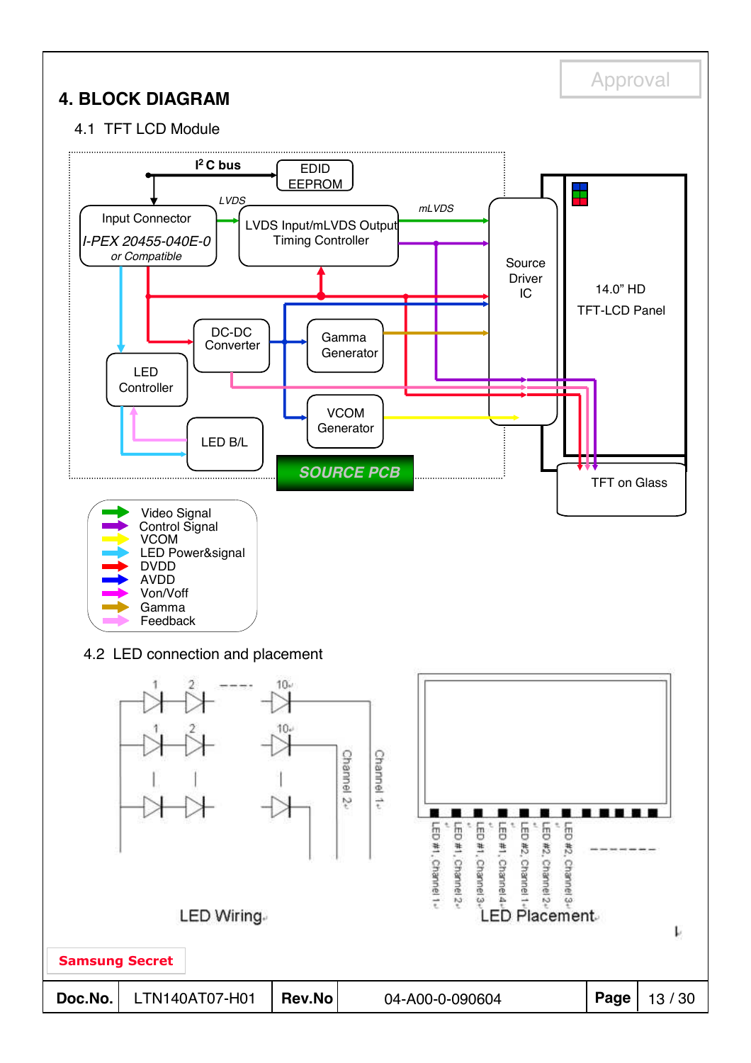# 4. BLOCK DIAGRAM

## 4.1 TFT LCD Module

$I^2C$ bus

EDID EEPROM

Input Connector

*I-PEX 20455-040E-0*

*or Compatible*

*LVDS*

LVDS Input/mLVDS Output Timing Controller

*mLVDS*

Source Driver IC

14.0" HD TFT-LCD Panel

DC-DC Converter

Gamma Generator

LED Controller

VCOM Generator

LED B/L

*SOURCE PCB*

TFT on Glass

- Video Signal
- Control Signal
- VCOM
- LED Power&signal
- DVDD
- AVDD
- Von/Voff
- Gamma
- Feedback

## 4.2 LED connection and placement

1 2 ---- 10

1 2 10

Channel 2

Channel 1

LED Wiring

LED #1, Channel 1 · LED #1, Channel 2 · LED #1, Channel 3 · LED #1, Channel 4 · LED #2, Channel 1 · LED #2, Channel 2 · LED #2, Channel 3 · --------

LED Placement

**Samsung Secret**

| Doc.No. | LTN140AT07-H01 | Rev.No | 04-A00-0-090604 |
|---|---|---|---|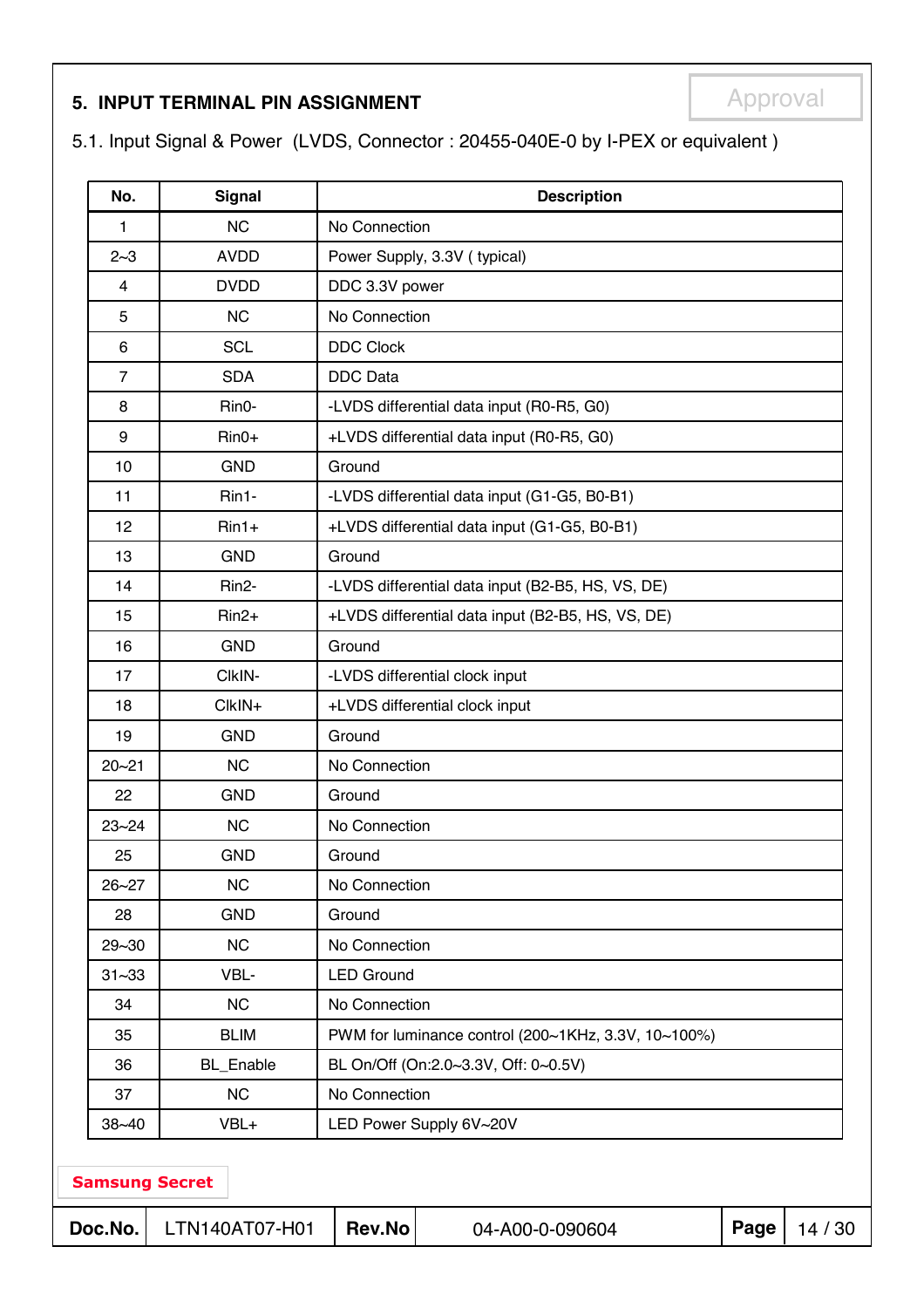## 5. INPUT TERMINAL PIN ASSIGNMENT

Approval

5.1. Input Signal & Power (LVDS, Connector : 20455-040E-0 by I-PEX or equivalent )

| No. | Signal | Description |
|---|---|---|
| 1 | NC | No Connection |
| 2~3 | AVDD | Power Supply, 3.3V ( typical) |
| 4 | DVDD | DDC 3.3V power |
| 5 | NC | No Connection |
| 6 | SCL | DDC Clock |
| 7 | SDA | DDC Data |
| 8 | Rin0- | -LVDS differential data input (R0-R5, G0) |
| 9 | Rin0+ | +LVDS differential data input (R0-R5, G0) |
| 10 | GND | Ground |
| 11 | Rin1- | -LVDS differential data input (G1-G5, B0-B1) |
| 12 | Rin1+ | +LVDS differential data input (G1-G5, B0-B1) |
| 13 | GND | Ground |
| 14 | Rin2- | -LVDS differential data input (B2-B5, HS, VS, DE) |
| 15 | Rin2+ | +LVDS differential data input (B2-B5, HS, VS, DE) |
| 16 | GND | Ground |
| 17 | ClkIN- | -LVDS differential clock input |
| 18 | ClkIN+ | +LVDS differential clock input |
| 19 | GND | Ground |
| 20~21 | NC | No Connection |
| 22 | GND | Ground |
| 23~24 | NC | No Connection |
| 25 | GND | Ground |
| 26~27 | NC | No Connection |
| 28 | GND | Ground |
| 29~30 | NC | No Connection |
| 31~33 | VBL- | LED Ground |
| 34 | NC | No Connection |
| 35 | BLIM | PWM for luminance control (200~1KHz, 3.3V, 10~100%) |
| 36 | BL_Enable | BL On/Off (On:2.0~3.3V, Off: 0~0.5V) |
| 37 | NC | No Connection |
| 38~40 | VBL+ | LED Power Supply 6V~20V |

Samsung Secret

| Doc.No. | LTN140AT07-H01 | Rev.No | 04-A00-0-090604 |
|---|---|---|---|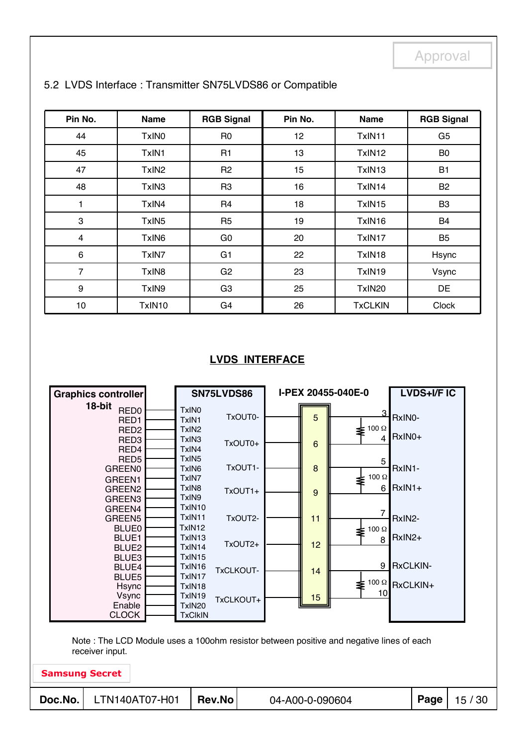Approval

5.2 LVDS Interface : Transmitter SN75LVDS86 or Compatible

| Pin No. | Name | RGB Signal | Pin No. | Name | RGB Signal |
|---|---|---|---|---|---|
| 44 | TxIN0 | R0 | 12 | TxIN11 | G5 |
| 45 | TxIN1 | R1 | 13 | TxIN12 | B0 |
| 47 | TxIN2 | R2 | 15 | TxIN13 | B1 |
| 48 | TxIN3 | R3 | 16 | TxIN14 | B2 |
| 1 | TxIN4 | R4 | 18 | TxIN15 | B3 |
| 3 | TxIN5 | R5 | 19 | TxIN16 | B4 |
| 4 | TxIN6 | G0 | 20 | TxIN17 | B5 |
| 6 | TxIN7 | G1 | 22 | TxIN18 | Hsync |
| 7 | TxIN8 | G2 | 23 | TxIN19 | Vsync |
| 9 | TxIN9 | G3 | 25 | TxIN20 | DE |
| 10 | TxIN10 | G4 | 26 | TxCLKIN | Clock |

**LVDS INTERFACE**

| Graphics controller 18-bit | SN75LVDS86 | | I-PEX 20455-040E-0 | LVDS+I/F IC | |
|---|---|---|---|---|---|
| RED0 | TxIN0 | TxOUT0- | 5 | 3 | RxIN0- |
| RED1 | TxIN1 | | | 100 Ω | |
| RED2 | TxIN2 | TxOUT0+ | 6 | 4 | RxIN0+ |
| RED3 | TxIN3 | | | | |
| RED4 | TxIN4 | | | | |
| RED5 | TxIN5 | | | | |
| GREEN0 | TxIN6 | TxOUT1- | 8 | 5 | RxIN1- |
| GREEN1 | TxIN7 | | | 100 Ω | |
| GREEN2 | TxIN8 | TxOUT1+ | 9 | 6 | RxIN1+ |
| GREEN3 | TxIN9 | | | | |
| GREEN4 | TxIN10 | | | | |
| GREEN5 | TxIN11 | TxOUT2- | 11 | 7 | RxIN2- |
| BLUE0 | TxIN12 | | | 100 Ω | |
| BLUE1 | TxIN13 | TxOUT2+ | 12 | 8 | RxIN2+ |
| BLUE2 | TxIN14 | | | | |
| BLUE3 | TxIN15 | | | | |
| BLUE4 | TxIN16 | TxCLKOUT- | 14 | 9 | RxCLKIN- |
| BLUE5 | TxIN17 | | | 100 Ω | |
| Hsync | TxIN18 | | | | |
| Vsync | TxIN19 | TxCLKOUT+ | 15 | 10 | RxCLKIN+ |
| Enable | TxIN20 | | | | |
| CLOCK | TxClkIN | | | | |

Note : The LCD Module uses a 100ohm resistor between positive and negative lines of each receiver input.

Samsung Secret

| Doc.No. | LTN140AT07-H01 | Rev.No | 04-A00-0-090604 | Page | 15 / 30 |
|---|---|---|---|---|---|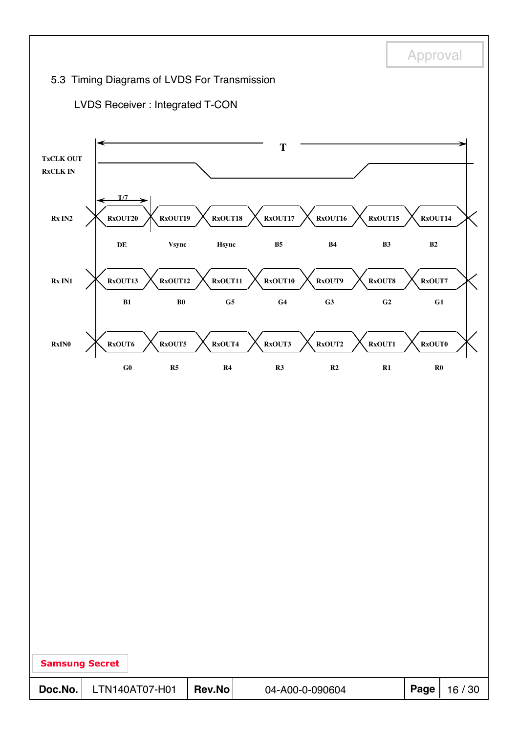## 5.3 Timing Diagrams of LVDS For Transmission

LVDS Receiver : Integrated T-CON

T

TxCLK OUT
RxCLK IN

T/7

| Signal | | | | | | | |
|---|---|---|---|---|---|---|---|
| Rx IN2 | RxOUT20 | RxOUT19 | RxOUT18 | RxOUT17 | RxOUT16 | RxOUT15 | RxOUT14 |
| | DE | Vsync | Hsync | B5 | B4 | B3 | B2 |
| Rx IN1 | RxOUT13 | RxOUT12 | RxOUT11 | RxOUT10 | RxOUT9 | RxOUT8 | RxOUT7 |
| | B1 | B0 | G5 | G4 | G3 | G2 | G1 |
| RxIN0 | RxOUT6 | RxOUT5 | RxOUT4 | RxOUT3 | RxOUT2 | RxOUT1 | RxOUT0 |
| | G0 | R5 | R4 | R3 | R2 | R1 | R0 |

Samsung Secret

| Doc.No. | LTN140AT07-H01 | Rev.No | 04-A00-0-090604 |
|---|---|---|---|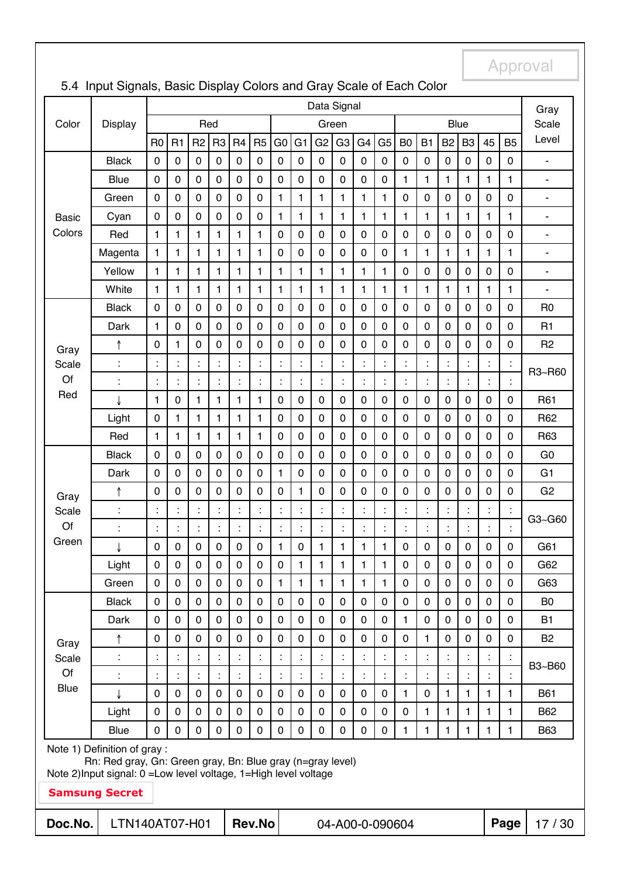Approval

## 5.4 Input Signals, Basic Display Colors and Gray Scale of Each Color

| Color | Display | Data Signal | | | | | | | | | | | | | | | | | | Gray Scale Level |
|---|---|---|---|---|---|---|---|---|---|---|---|---|---|---|---|---|---|---|---|---|
| | | Red | | | | | | Green | | | | | | Blue | | | | | | |
| | | R0 | R1 | R2 | R3 | R4 | R5 | G0 | G1 | G2 | G3 | G4 | G5 | B0 | B1 | B2 | B3 | 45 | B5 | |
| Basic Colors | Black | 0 | 0 | 0 | 0 | 0 | 0 | 0 | 0 | 0 | 0 | 0 | 0 | 0 | 0 | 0 | 0 | 0 | 0 | - |
| | Blue | 0 | 0 | 0 | 0 | 0 | 0 | 0 | 0 | 0 | 0 | 0 | 0 | 1 | 1 | 1 | 1 | 1 | 1 | - |
| | Green | 0 | 0 | 0 | 0 | 0 | 0 | 1 | 1 | 1 | 1 | 1 | 1 | 0 | 0 | 0 | 0 | 0 | 0 | - |
| | Cyan | 0 | 0 | 0 | 0 | 0 | 0 | 1 | 1 | 1 | 1 | 1 | 1 | 1 | 1 | 1 | 1 | 1 | 1 | - |
| | Red | 1 | 1 | 1 | 1 | 1 | 1 | 0 | 0 | 0 | 0 | 0 | 0 | 0 | 0 | 0 | 0 | 0 | 0 | - |
| | Magenta | 1 | 1 | 1 | 1 | 1 | 1 | 0 | 0 | 0 | 0 | 0 | 0 | 1 | 1 | 1 | 1 | 1 | 1 | - |
| | Yellow | 1 | 1 | 1 | 1 | 1 | 1 | 1 | 1 | 1 | 1 | 1 | 1 | 0 | 0 | 0 | 0 | 0 | 0 | - |
| | White | 1 | 1 | 1 | 1 | 1 | 1 | 1 | 1 | 1 | 1 | 1 | 1 | 1 | 1 | 1 | 1 | 1 | 1 | - |
| Gray Scale Of Red | Black | 0 | 0 | 0 | 0 | 0 | 0 | 0 | 0 | 0 | 0 | 0 | 0 | 0 | 0 | 0 | 0 | 0 | 0 | R0 |
| | Dark | 1 | 0 | 0 | 0 | 0 | 0 | 0 | 0 | 0 | 0 | 0 | 0 | 0 | 0 | 0 | 0 | 0 | 0 | R1 |
| | ↑ | 0 | 1 | 0 | 0 | 0 | 0 | 0 | 0 | 0 | 0 | 0 | 0 | 0 | 0 | 0 | 0 | 0 | 0 | R2 |
| | : | : | : | : | : | : | : | : | : | : | : | : | : | : | : | : | : | : | : | R3~R60 |
| | : | : | : | : | : | : | : | : | : | : | : | : | : | : | : | : | : | : | : | |
| | ↓ | 1 | 0 | 1 | 1 | 1 | 1 | 0 | 0 | 0 | 0 | 0 | 0 | 0 | 0 | 0 | 0 | 0 | 0 | R61 |
| | Light | 0 | 1 | 1 | 1 | 1 | 1 | 0 | 0 | 0 | 0 | 0 | 0 | 0 | 0 | 0 | 0 | 0 | 0 | R62 |
| | Red | 1 | 1 | 1 | 1 | 1 | 1 | 0 | 0 | 0 | 0 | 0 | 0 | 0 | 0 | 0 | 0 | 0 | 0 | R63 |
| Gray Scale Of Green | Black | 0 | 0 | 0 | 0 | 0 | 0 | 0 | 0 | 0 | 0 | 0 | 0 | 0 | 0 | 0 | 0 | 0 | 0 | G0 |
| | Dark | 0 | 0 | 0 | 0 | 0 | 0 | 1 | 0 | 0 | 0 | 0 | 0 | 0 | 0 | 0 | 0 | 0 | 0 | G1 |
| | ↑ | 0 | 0 | 0 | 0 | 0 | 0 | 0 | 1 | 0 | 0 | 0 | 0 | 0 | 0 | 0 | 0 | 0 | 0 | G2 |
| | : | : | : | : | : | : | : | : | : | : | : | : | : | : | : | : | : | : | : | G3~G60 |
| | : | : | : | : | : | : | : | : | : | : | : | : | : | : | : | : | : | : | : | |
| | ↓ | 0 | 0 | 0 | 0 | 0 | 0 | 1 | 0 | 1 | 1 | 1 | 1 | 0 | 0 | 0 | 0 | 0 | 0 | G61 |
| | Light | 0 | 0 | 0 | 0 | 0 | 0 | 0 | 1 | 1 | 1 | 1 | 1 | 0 | 0 | 0 | 0 | 0 | 0 | G62 |
| | Green | 0 | 0 | 0 | 0 | 0 | 0 | 1 | 1 | 1 | 1 | 1 | 1 | 0 | 0 | 0 | 0 | 0 | 0 | G63 |
| Gray Scale Of Blue | Black | 0 | 0 | 0 | 0 | 0 | 0 | 0 | 0 | 0 | 0 | 0 | 0 | 0 | 0 | 0 | 0 | 0 | 0 | B0 |
| | Dark | 0 | 0 | 0 | 0 | 0 | 0 | 0 | 0 | 0 | 0 | 0 | 0 | 1 | 0 | 0 | 0 | 0 | 0 | B1 |
| | ↑ | 0 | 0 | 0 | 0 | 0 | 0 | 0 | 0 | 0 | 0 | 0 | 0 | 0 | 1 | 0 | 0 | 0 | 0 | B2 |
| | : | : | : | : | : | : | : | : | : | : | : | : | : | : | : | : | : | : | : | B3~B60 |
| | : | : | : | : | : | : | : | : | : | : | : | : | : | : | : | : | : | : | : | |
| | ↓ | 0 | 0 | 0 | 0 | 0 | 0 | 0 | 0 | 0 | 0 | 0 | 0 | 1 | 0 | 1 | 1 | 1 | 1 | B61 |
| | Light | 0 | 0 | 0 | 0 | 0 | 0 | 0 | 0 | 0 | 0 | 0 | 0 | 0 | 1 | 1 | 1 | 1 | 1 | B62 |
| | Blue | 0 | 0 | 0 | 0 | 0 | 0 | 0 | 0 | 0 | 0 | 0 | 0 | 1 | 1 | 1 | 1 | 1 | 1 | B63 |

Note 1) Definition of gray :
Rn: Red gray, Gn: Green gray, Bn: Blue gray (n=gray level)
Note 2)Input signal: 0 =Low level voltage, 1=High level voltage

**Samsung Secret**

| Doc.No. | LTN140AT07-H01 | Rev.No | 04-A00-0-090604 |
|---|---|---|---|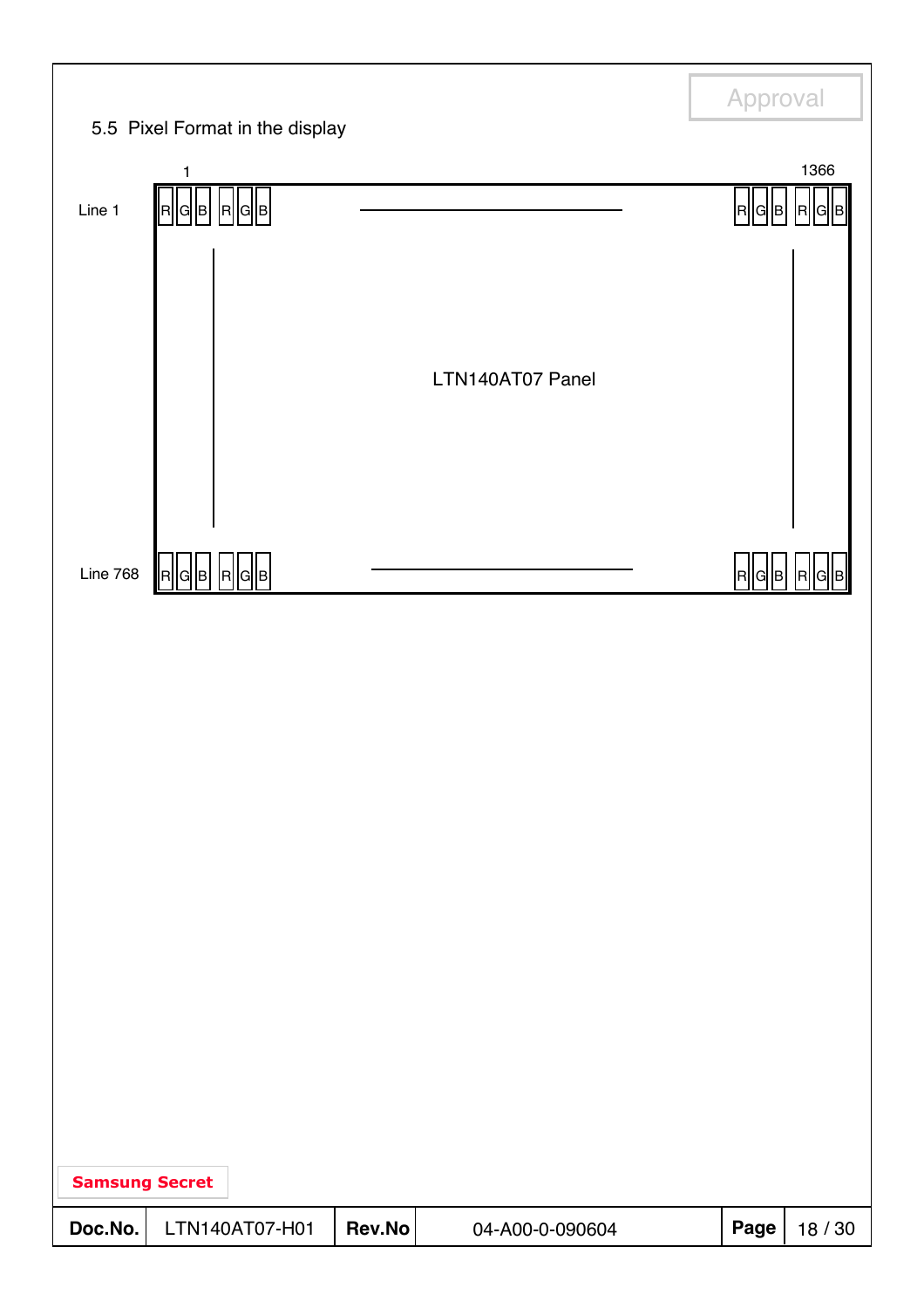## 5.5 Pixel Format in the display

1 1366

Line 1 R G B R G B R G B R G B

LTN140AT07 Panel

Line 768 R G B R G B R G B R G B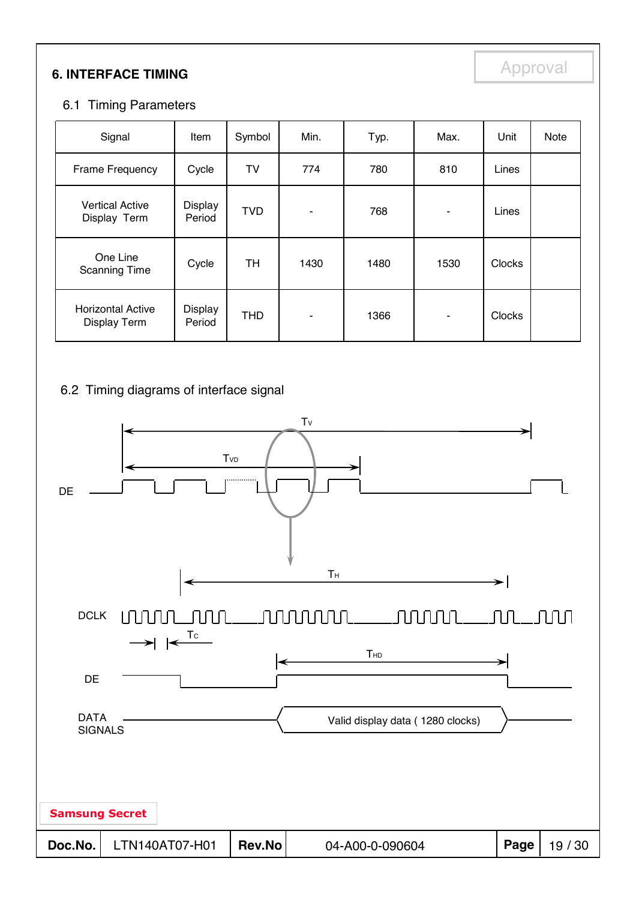## 6. INTERFACE TIMING

Approval

### 6.1 Timing Parameters

| Signal | Item | Symbol | Min. | Typ. | Max. | Unit | Note |
|---|---|---|---|---|---|---|---|
| Frame Frequency | Cycle | TV | 774 | 780 | 810 | Lines | |
| Vertical Active Display Term | Display Period | TVD | - | 768 | - | Lines | |
| One Line Scanning Time | Cycle | TH | 1430 | 1480 | 1530 | Clocks | |
| Horizontal Active Display Term | Display Period | THD | - | 1366 | - | Clocks | |

### 6.2 Timing diagrams of interface signal

$T_V$

$T_{VD}$

DE

$T_H$

DCLK

$T_C$

$T_{HD}$

DE

DATA SIGNALS

Valid display data ( 1280 clocks)

Samsung Secret

| Doc.No. | LTN140AT07-H01 | Rev.No | 04-A00-0-090604 | Page | 19 / 30 |
|---|---|---|---|---|---|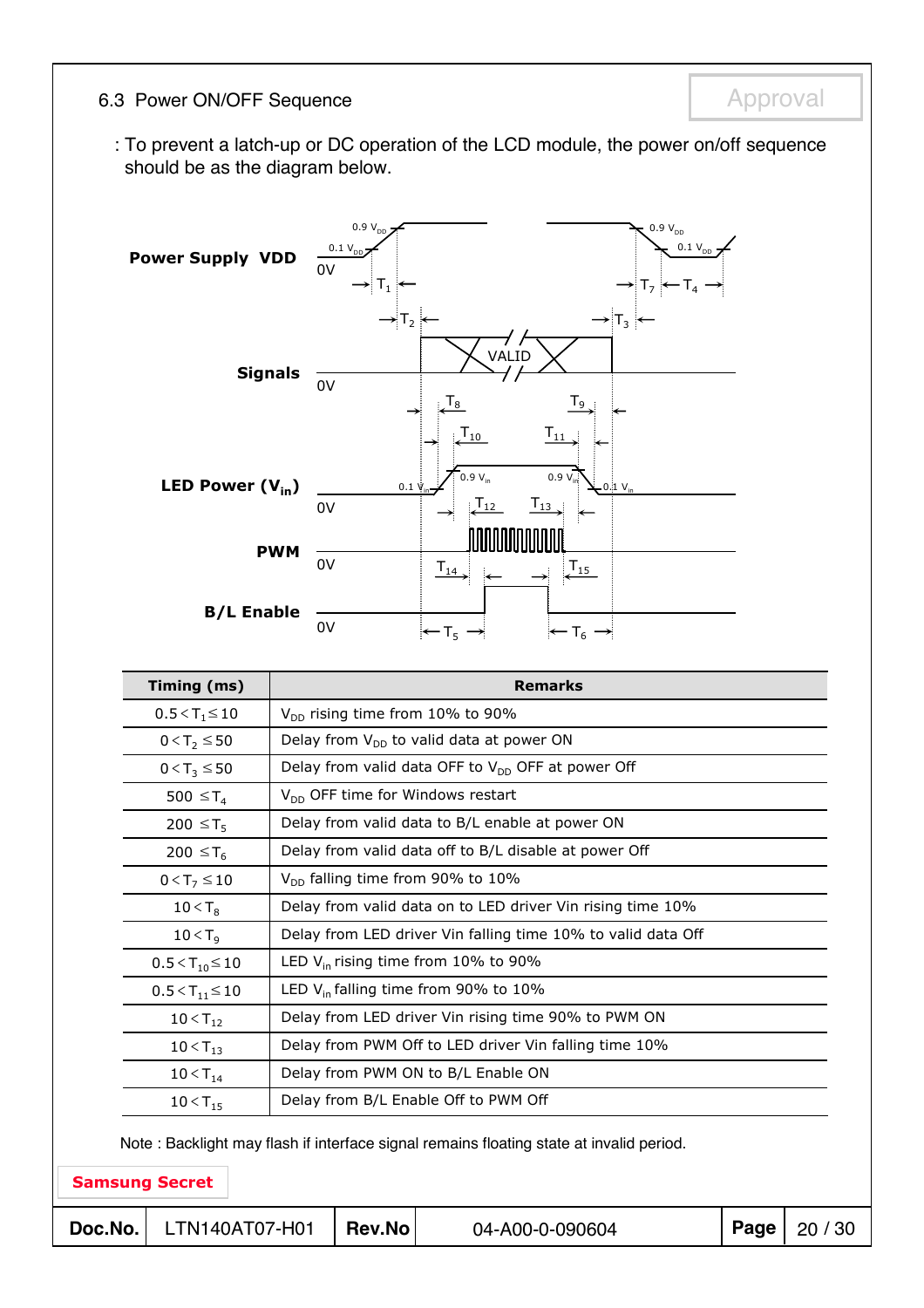## 6.3 Power ON/OFF Sequence

Approval

: To prevent a latch-up or DC operation of the LCD module, the power on/off sequence should be as the diagram below.

| Timing (ms) | Remarks |
|---|---|
| $0.5 < T_1 \leq 10$ | $V_{DD}$ rising time from 10% to 90% |
| $0 < T_2 \leq 50$ | Delay from $V_{DD}$ to valid data at power ON |
| $0 < T_3 \leq 50$ | Delay from valid data OFF to $V_{DD}$ OFF at power Off |
| $500 \leq T_4$ | $V_{DD}$ OFF time for Windows restart |
| $200 \leq T_5$ | Delay from valid data to B/L enable at power ON |
| $200 \leq T_6$ | Delay from valid data off to B/L disable at power Off |
| $0 < T_7 \leq 10$ | $V_{DD}$ falling time from 90% to 10% |
| $10 < T_8$ | Delay from valid data on to LED driver Vin rising time 10% |
| $10 < T_9$ | Delay from LED driver Vin falling time 10% to valid data Off |
| $0.5 < T_{10} \leq 10$ | LED $V_{in}$ rising time from 10% to 90% |
| $0.5 < T_{11} \leq 10$ | LED $V_{in}$ falling time from 90% to 10% |
| $10 < T_{12}$ | Delay from LED driver Vin rising time 90% to PWM ON |
| $10 < T_{13}$ | Delay from PWM Off to LED driver Vin falling time 10% |
| $10 < T_{14}$ | Delay from PWM ON to B/L Enable ON |
| $10 < T_{15}$ | Delay from B/L Enable Off to PWM Off |

Note : Backlight may flash if interface signal remains floating state at invalid period.

**Samsung Secret**

| Doc.No. | LTN140AT07-H01 | Rev.No | 04-A00-0-090604 |
|---|---|---|---|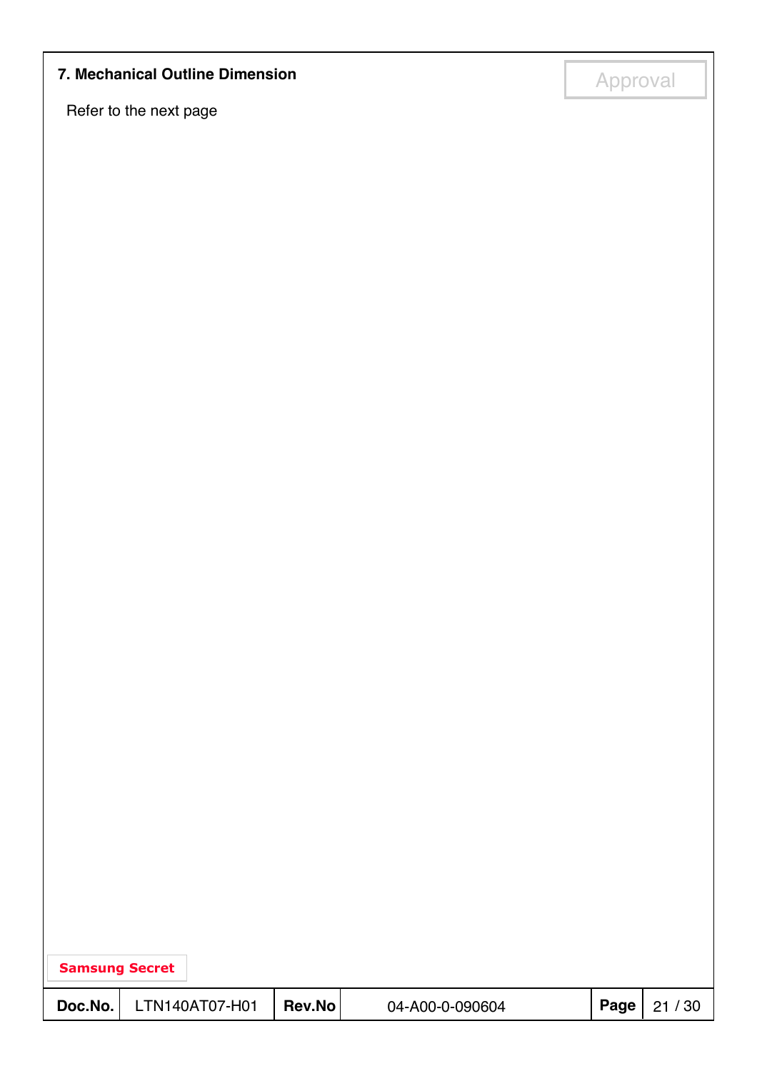## 7. Mechanical Outline Dimension

Refer to the next page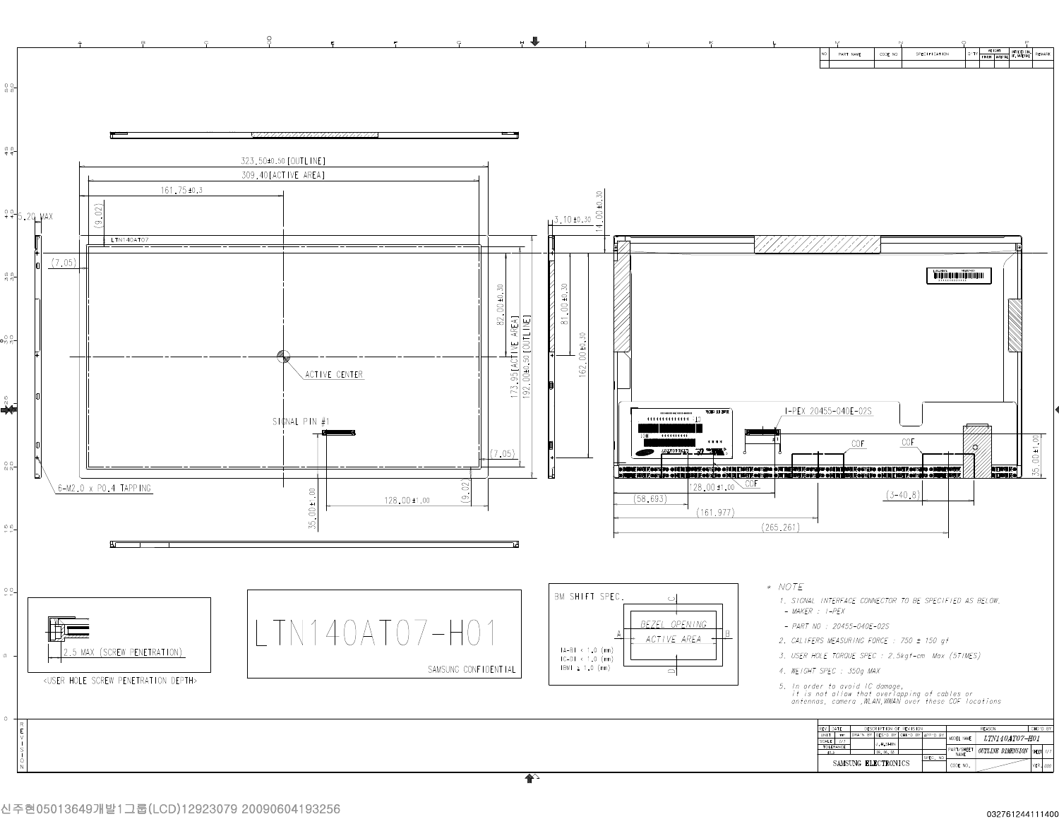# LTN140AT07-H01

SAMSUNG CONFIDENTIAL

**Dimensions:**

- 323.50±0.50 [OUTLINE]
- 309.40 [ACTIVE AREA]
- 161.75±0.3
- (9.02)
- 5.20 MAX
- (7.05)
- 3.10±0.30
- 14.00±0.30
- 82.00±0.30
- 173.95 [ACTIVE AREA]
- 192.00±0.50 [OUTLINE]
- 81.00±0.30
- 162.00±0.30
- ACTIVE CENTER
- SIGNAL PIN #1
- 6-M2.0 x P0.4 TAPPING
- 128.00±1.00
- 35.00±1.00
- I-PEX 20455-040E-02S
- COF
- (58.693)
- (161.977)
- (265.261)
- (3-40.8)

**<USER HOLE SCREW PENETRATION DEPTH>**

2.5 MAX (SCREW PENETRATION)

**BM SHIFT SPEC.**

BEZEL OPENING / ACTIVE AREA

- |A-B| ≤ 1.0 (mm)
- |C-D| ≤ 1.0 (mm)
- |BM| ≥ 1.0 (mm)

**\* NOTE**

1. SIGNAL INTERFACE CONNECTOR TO BE SPECIFIED AS BELOW.
   - MAKER : I-PEX
   - PART NO : 20455-040E-02S
2. CALIFERS MEASURING FORCE : 750 ± 150 gf
3. USER HOLE TORQUE SPEC : 2.5kgf-cm Max (5TIMES)
4. WEIGHT SPEC : 350g MAX
5. In order to avoid IC damage, it is not allow that overlapping of cables or antennas, camera ,WLAN,WWAN over these COF locations

| MODEL NAME | LTN140AT07-H01 |
|---|---|
| PART/SHEET NAME | OUTLINE DIMENSION |
| UNIT | mm |
| SCALE | 1/1 |

SAMSUNG ELECTRONICS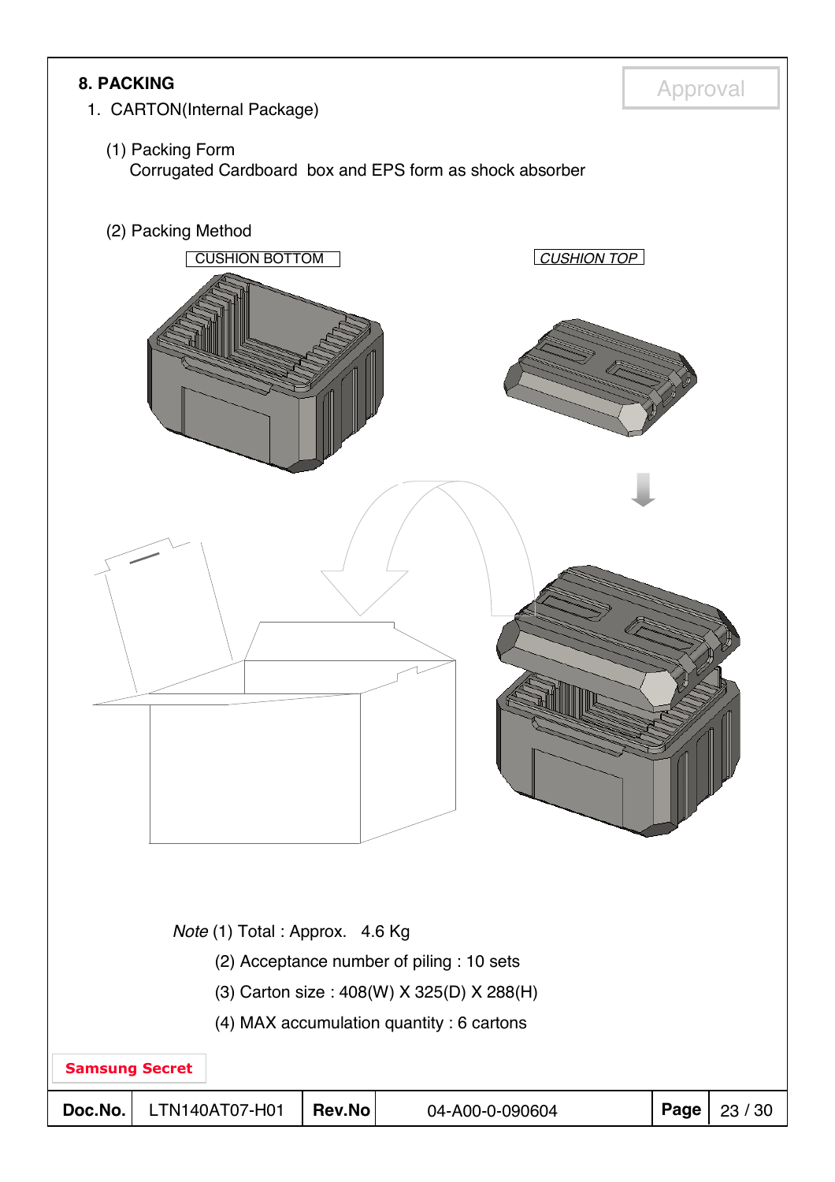## 8. PACKING

1. CARTON(Internal Package)

(1) Packing Form

Corrugated Cardboard box and EPS form as shock absorber

(2) Packing Method

CUSHION BOTTOM

*CUSHION TOP*

*Note* (1) Total : Approx. 4.6 Kg

(2) Acceptance number of piling : 10 sets

(3) Carton size : 408(W) X 325(D) X 288(H)

(4) MAX accumulation quantity : 6 cartons

Samsung Secret

| Doc.No. | LTN140AT07-H01 | Rev.No | 04-A00-0-090604 |
|---|---|---|---|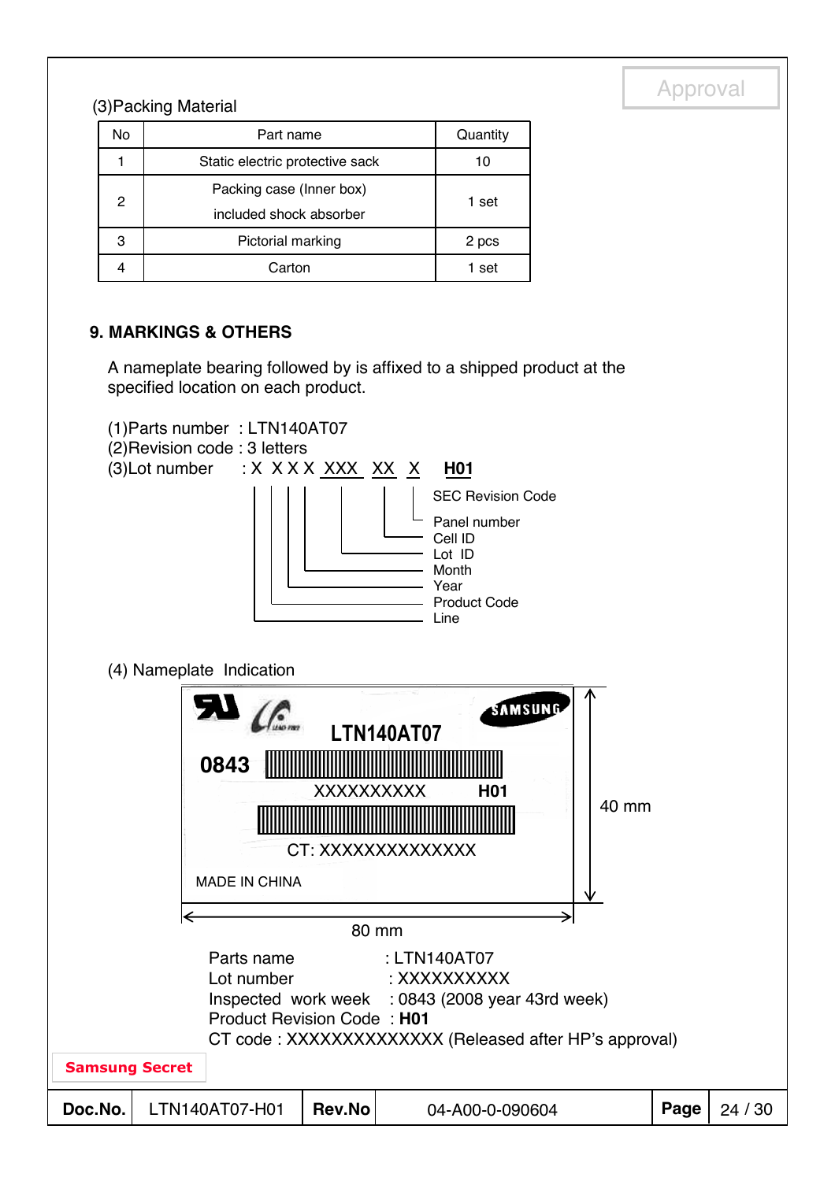Approval

(3)Packing Material

| No | Part name | Quantity |
|---|---|---|
| 1 | Static electric protective sack | 10 |
| 2 | Packing case (Inner box) included shock absorber | 1 set |
| 3 | Pictorial marking | 2 pcs |
| 4 | Carton | 1 set |

## 9. MARKINGS & OTHERS

A nameplate bearing followed by is affixed to a shipped product at the specified location on each product.

(1)Parts number : LTN140AT07
(2)Revision code : 3 letters
(3)Lot number : X X X X XXX XX X **H01**

- H01: SEC Revision Code
- X: Panel number
- XX: Cell ID
- XXX: Lot ID
- X: Month
- X: Year
- X: Product Code
- X: Line

(4) Nameplate Indication

LTN140AT07
0843
XXXXXXXXXX H01
CT: XXXXXXXXXXXXXX
MADE IN CHINA
40 mm
80 mm

Parts name : LTN140AT07
Lot number : XXXXXXXXXX
Inspected work week : 0843 (2008 year 43rd week)
Product Revision Code : **H01**
CT code : XXXXXXXXXXXXXX (Released after HP's approval)

**Samsung Secret**

| Doc.No. | LTN140AT07-H01 | Rev.No | 04-A00-0-090604 |
|---|---|---|---|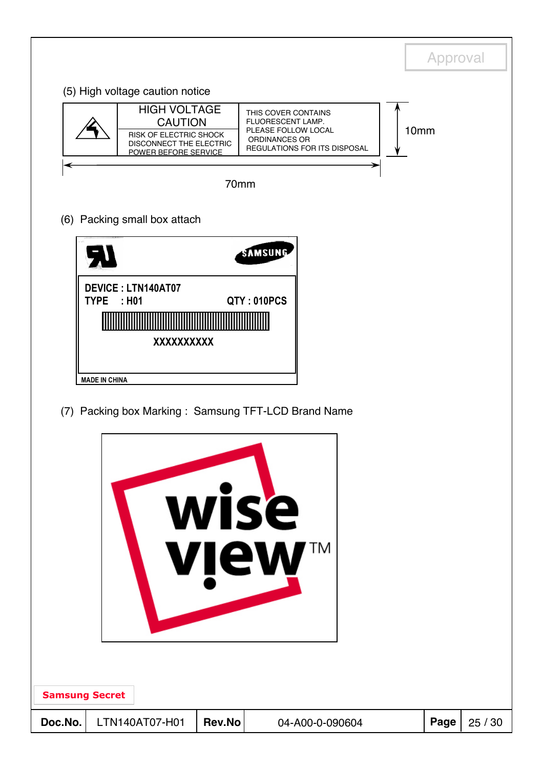Approval

(5) High voltage caution notice

| | HIGH VOLTAGE CAUTION<br>RISK OF ELECTRIC SHOCK DISCONNECT THE ELECTRIC POWER BEFORE SERVICE | THIS COVER CONTAINS FLUORESCENT LAMP. PLEASE FOLLOW LOCAL ORDINANCES OR REGULATIONS FOR ITS DISPOSAL |
|---|---|---|

10mm

70mm

(6) Packing small box attach

SAMSUNG

DEVICE : LTN140AT07
TYPE : H01 QTY : 010PCS

XXXXXXXXXX

MADE IN CHINA

(7) Packing box Marking : Samsung TFT-LCD Brand Name

wise view™

Samsung Secret

| Doc.No. | LTN140AT07-H01 | Rev.No | 04-A00-0-090604 |
|---|---|---|---|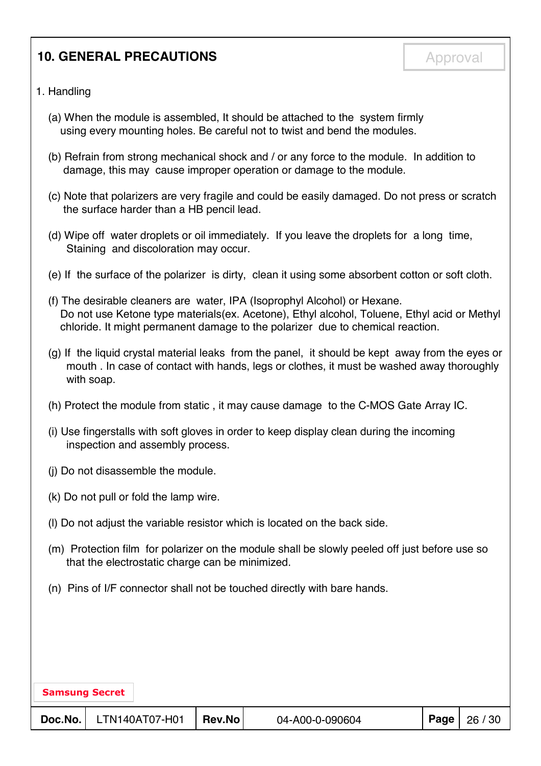## 10. GENERAL PRECAUTIONS

Approval

1. Handling

(a) When the module is assembled, It should be attached to the system firmly using every mounting holes. Be careful not to twist and bend the modules.

(b) Refrain from strong mechanical shock and / or any force to the module. In addition to damage, this may cause improper operation or damage to the module.

(c) Note that polarizers are very fragile and could be easily damaged. Do not press or scratch the surface harder than a HB pencil lead.

(d) Wipe off water droplets or oil immediately. If you leave the droplets for a long time, Staining and discoloration may occur.

(e) If the surface of the polarizer is dirty, clean it using some absorbent cotton or soft cloth.

(f) The desirable cleaners are water, IPA (Isoprophyl Alcohol) or Hexane. Do not use Ketone type materials(ex. Acetone), Ethyl alcohol, Toluene, Ethyl acid or Methyl chloride. It might permanent damage to the polarizer due to chemical reaction.

(g) If the liquid crystal material leaks from the panel, it should be kept away from the eyes or mouth . In case of contact with hands, legs or clothes, it must be washed away thoroughly with soap.

(h) Protect the module from static , it may cause damage to the C-MOS Gate Array IC.

(i) Use fingerstalls with soft gloves in order to keep display clean during the incoming inspection and assembly process.

(j) Do not disassemble the module.

(k) Do not pull or fold the lamp wire.

(l) Do not adjust the variable resistor which is located on the back side.

(m) Protection film for polarizer on the module shall be slowly peeled off just before use so that the electrostatic charge can be minimized.

(n) Pins of I/F connector shall not be touched directly with bare hands.

Samsung Secret

| Doc.No. | LTN140AT07-H01 | Rev.No | 04-A00-0-090604 |
|---|---|---|---|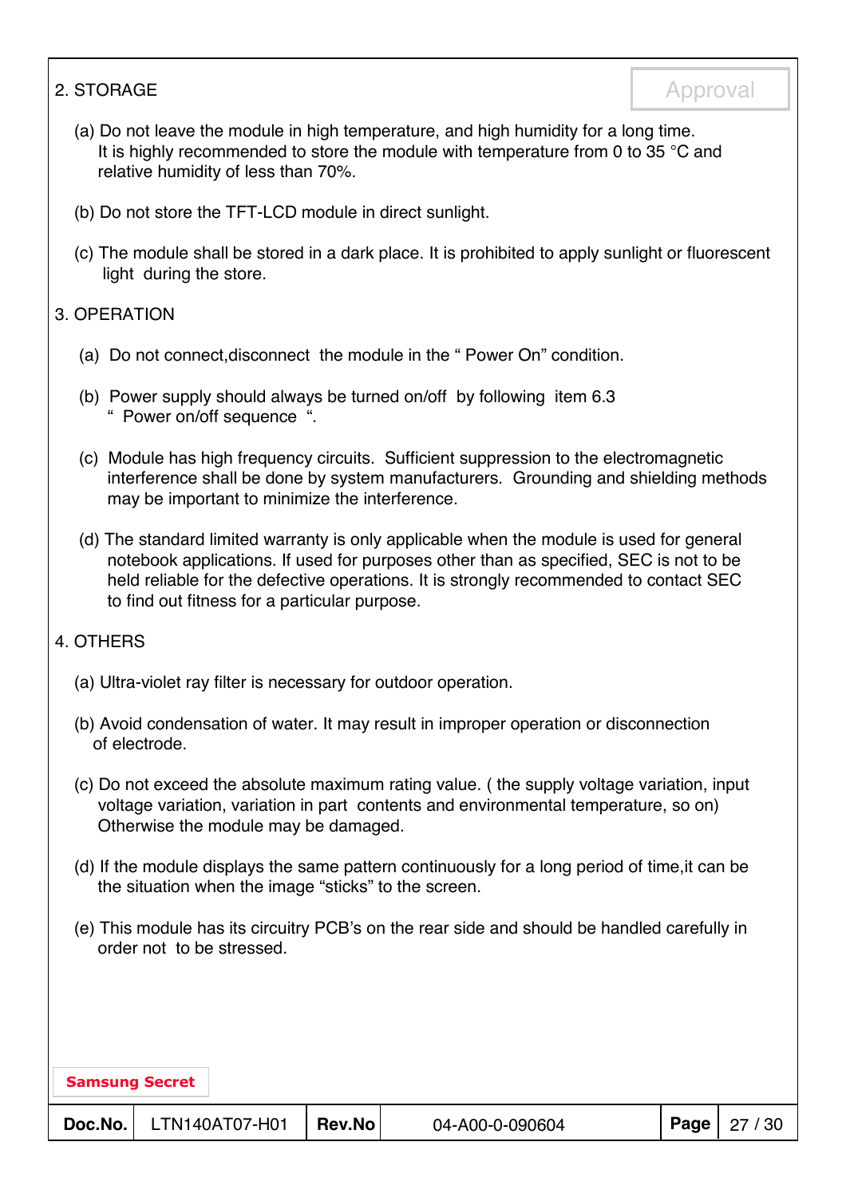## 2. STORAGE

(a) Do not leave the module in high temperature, and high humidity for a long time.
It is highly recommended to store the module with temperature from 0 to 35 °C and relative humidity of less than 70%.

(b) Do not store the TFT-LCD module in direct sunlight.

(c) The module shall be stored in a dark place. It is prohibited to apply sunlight or fluorescent light during the store.

## 3. OPERATION

(a) Do not connect,disconnect the module in the " Power On" condition.

(b) Power supply should always be turned on/off by following item 6.3 " Power on/off sequence ".

(c) Module has high frequency circuits. Sufficient suppression to the electromagnetic interference shall be done by system manufacturers. Grounding and shielding methods may be important to minimize the interference.

(d) The standard limited warranty is only applicable when the module is used for general notebook applications. If used for purposes other than as specified, SEC is not to be held reliable for the defective operations. It is strongly recommended to contact SEC to find out fitness for a particular purpose.

## 4. OTHERS

(a) Ultra-violet ray filter is necessary for outdoor operation.

(b) Avoid condensation of water. It may result in improper operation or disconnection of electrode.

(c) Do not exceed the absolute maximum rating value. ( the supply voltage variation, input voltage variation, variation in part contents and environmental temperature, so on) Otherwise the module may be damaged.

(d) If the module displays the same pattern continuously for a long period of time,it can be the situation when the image "sticks" to the screen.

(e) This module has its circuitry PCB's on the rear side and should be handled carefully in order not to be stressed.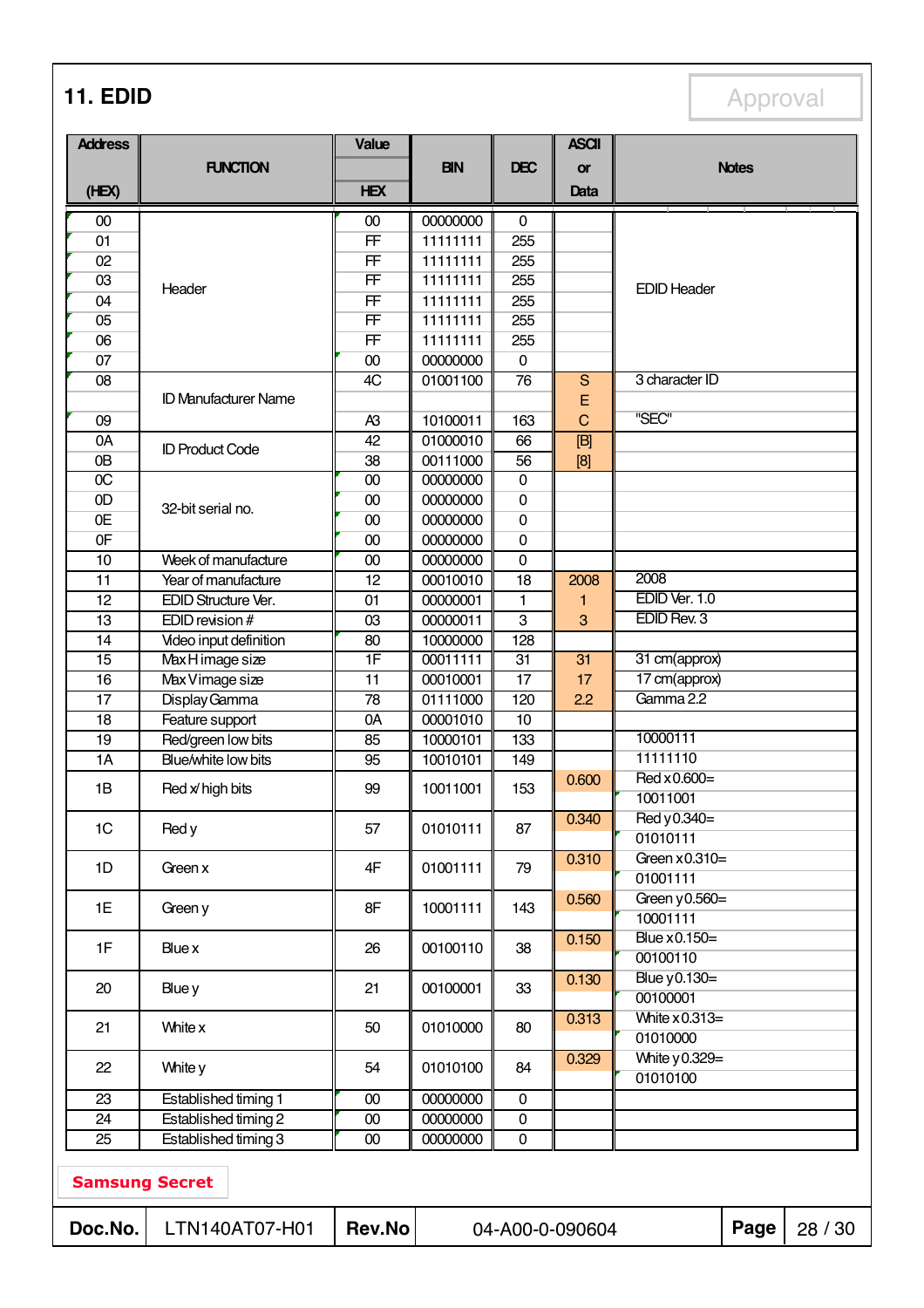# 11. EDID

Approval

| Address (HEX) | FUNCTION | Value HEX | BIN | DEC | ASCII or Data | Notes |
|---|---|---|---|---|---|---|
| 00 | Header | 00 | 00000000 | 0 | | EDID Header |
| 01 | | FF | 11111111 | 255 | | |
| 02 | | FF | 11111111 | 255 | | |
| 03 | | FF | 11111111 | 255 | | |
| 04 | | FF | 11111111 | 255 | | |
| 05 | | FF | 11111111 | 255 | | |
| 06 | | FF | 11111111 | 255 | | |
| 07 | | 00 | 00000000 | 0 | | |
| 08 | ID Manufacturer Name | 4C | 01001100 | 76 | S | 3 character ID |
| | | | | | E | |
| 09 | | A3 | 10100011 | 163 | C | "SEC" |
| 0A | ID Product Code | 42 | 01000010 | 66 | [B] | |
| 0B | | 38 | 00111000 | 56 | [8] | |
| 0C | 32-bit serial no. | 00 | 00000000 | 0 | | |
| 0D | | 00 | 00000000 | 0 | | |
| 0E | | 00 | 00000000 | 0 | | |
| 0F | | 00 | 00000000 | 0 | | |
| 10 | Week of manufacture | 00 | 00000000 | 0 | | |
| 11 | Year of manufacture | 12 | 00010010 | 18 | 2008 | 2008 |
| 12 | EDID Structure Ver. | 01 | 00000001 | 1 | 1 | EDID Ver. 1.0 |
| 13 | EDID revision # | 03 | 00000011 | 3 | 3 | EDID Rev. 3 |
| 14 | Video input definition | 80 | 10000000 | 128 | | |
| 15 | Max H image size | 1F | 00011111 | 31 | 31 | 31 cm(approx) |
| 16 | Max V image size | 11 | 00010001 | 17 | 17 | 17 cm(approx) |
| 17 | Display Gamma | 78 | 01111000 | 120 | 2.2 | Gamma 2.2 |
| 18 | Feature support | 0A | 00001010 | 10 | | |
| 19 | Red/green low bits | 85 | 10000101 | 133 | | 10000111 |
| 1A | Blue/white low bits | 95 | 10010101 | 149 | | 11111110 |
| 1B | Red x/ high bits | 99 | 10011001 | 153 | 0.600 | Red x 0.600= 10011001 |
| 1C | Red y | 57 | 01010111 | 87 | 0.340 | Red y 0.340= 01010111 |
| 1D | Green x | 4F | 01001111 | 79 | 0.310 | Green x 0.310= 01001111 |
| 1E | Green y | 8F | 10001111 | 143 | 0.560 | Green y 0.560= 10001111 |
| 1F | Blue x | 26 | 00100110 | 38 | 0.150 | Blue x 0.150= 00100110 |
| 20 | Blue y | 21 | 00100001 | 33 | 0.130 | Blue y 0.130= 00100001 |
| 21 | White x | 50 | 01010000 | 80 | 0.313 | White x 0.313= 01010000 |
| 22 | White y | 54 | 01010100 | 84 | 0.329 | White y 0.329= 01010100 |
| 23 | Established timing 1 | 00 | 00000000 | 0 | | |
| 24 | Established timing 2 | 00 | 00000000 | 0 | | |
| 25 | Established timing 3 | 00 | 00000000 | 0 | | |

Samsung Secret

| Doc.No. | LTN140AT07-H01 | Rev.No | 04-A00-0-090604 |
|---|---|---|---|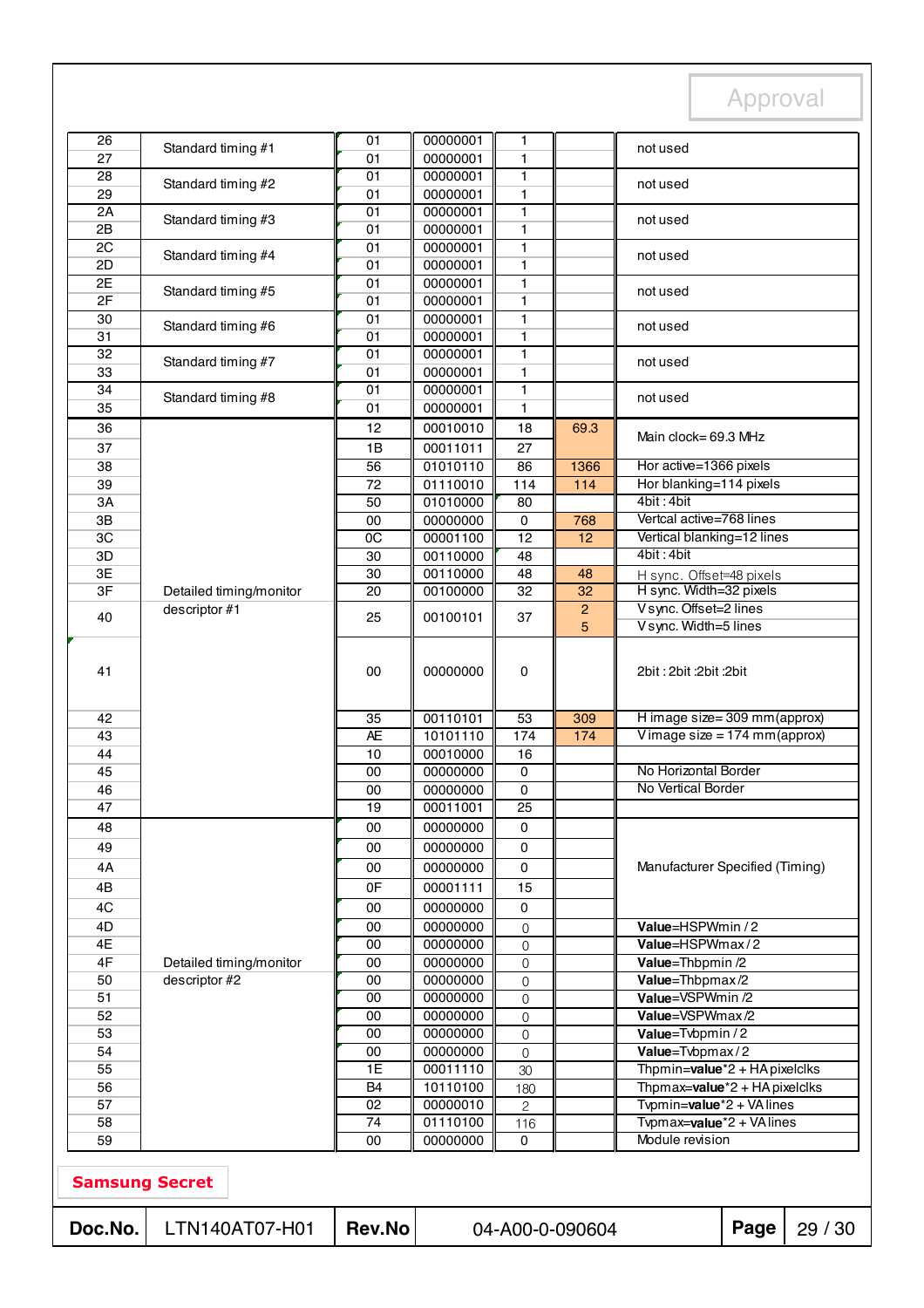Approval

| Address | Function | Hex | Binary | Dec | Value | Notes |
|---|---|---|---|---|---|---|
| 26 | Standard timing #1 | 01 | 00000001 | 1 | | not used |
| 27 | | 01 | 00000001 | 1 | | |
| 28 | Standard timing #2 | 01 | 00000001 | 1 | | not used |
| 29 | | 01 | 00000001 | 1 | | |
| 2A | Standard timing #3 | 01 | 00000001 | 1 | | not used |
| 2B | | 01 | 00000001 | 1 | | |
| 2C | Standard timing #4 | 01 | 00000001 | 1 | | not used |
| 2D | | 01 | 00000001 | 1 | | |
| 2E | Standard timing #5 | 01 | 00000001 | 1 | | not used |
| 2F | | 01 | 00000001 | 1 | | |
| 30 | Standard timing #6 | 01 | 00000001 | 1 | | not used |
| 31 | | 01 | 00000001 | 1 | | |
| 32 | Standard timing #7 | 01 | 00000001 | 1 | | not used |
| 33 | | 01 | 00000001 | 1 | | |
| 34 | Standard timing #8 | 01 | 00000001 | 1 | | not used |
| 35 | | 01 | 00000001 | 1 | | |
| 36 | Detailed timing/monitor descriptor #1 | 12 | 00010010 | 18 | 69.3 | Main clock= 69.3 MHz |
| 37 | | 1B | 00011011 | 27 | | |
| 38 | | 56 | 01010110 | 86 | 1366 | Hor active=1366 pixels |
| 39 | | 72 | 01110010 | 114 | 114 | Hor blanking=114 pixels |
| 3A | | 50 | 01010000 | 80 | | 4bit : 4bit |
| 3B | | 00 | 00000000 | 0 | 768 | Vertcal active=768 lines |
| 3C | | 0C | 00001100 | 12 | 12 | Vertical blanking=12 lines |
| 3D | | 30 | 00110000 | 48 | | 4bit : 4bit |
| 3E | | 30 | 00110000 | 48 | 48 | H sync. Offset=48 pixels |
| 3F | | 20 | 00100000 | 32 | 32 | H sync. Width=32 pixels |
| 40 | | 25 | 00100101 | 37 | 2<br>5 | V sync. Offset=2 lines<br>V sync. Width=5 lines |
| 41 | | 00 | 00000000 | 0 | | 2bit : 2bit :2bit :2bit |
| 42 | | 35 | 00110101 | 53 | 309 | H image size= 309 mm(approx) |
| 43 | | AE | 10101110 | 174 | 174 | V image size = 174 mm(approx) |
| 44 | | 10 | 00010000 | 16 | | |
| 45 | | 00 | 00000000 | 0 | | No Horizontal Border |
| 46 | | 00 | 00000000 | 0 | | No Vertical Border |
| 47 | | 19 | 00011001 | 25 | | |
| 48 | Detailed timing/monitor descriptor #2 | 00 | 00000000 | 0 | | Manufacturer Specified (Timing) |
| 49 | | 00 | 00000000 | 0 | | |
| 4A | | 00 | 00000000 | 0 | | |
| 4B | | 0F | 00001111 | 15 | | |
| 4C | | 00 | 00000000 | 0 | | |
| 4D | | 00 | 00000000 | 0 | | **Value**=HSPWmin / 2 |
| 4E | | 00 | 00000000 | 0 | | **Value**=HSPWmax / 2 |
| 4F | | 00 | 00000000 | 0 | | **Value**=Thbpmin /2 |
| 50 | | 00 | 00000000 | 0 | | **Value**=Thbpmax /2 |
| 51 | | 00 | 00000000 | 0 | | **Value**=VSPWmin /2 |
| 52 | | 00 | 00000000 | 0 | | **Value**=VSPWmax /2 |
| 53 | | 00 | 00000000 | 0 | | **Value**=Tvbpmin / 2 |
| 54 | | 00 | 00000000 | 0 | | **Value**=Tvbpmax / 2 |
| 55 | | 1E | 00011110 | 30 | | Thpmin=**value***2 + HA pixelclks |
| 56 | | B4 | 10110100 | 180 | | Thpmax=**value***2 + HA pixelclks |
| 57 | | 02 | 00000010 | 2 | | Tvpmin=**value***2 + VA lines |
| 58 | | 74 | 01110100 | 116 | | Tvpmax=**value***2 + VA lines |
| 59 | | 00 | 00000000 | 0 | | Module revision |

**Samsung Secret**

| Doc.No. | LTN140AT07-H01 | Rev.No | 04-A00-0-090604 | Page | 29 / 30 |
|---|---|---|---|---|---|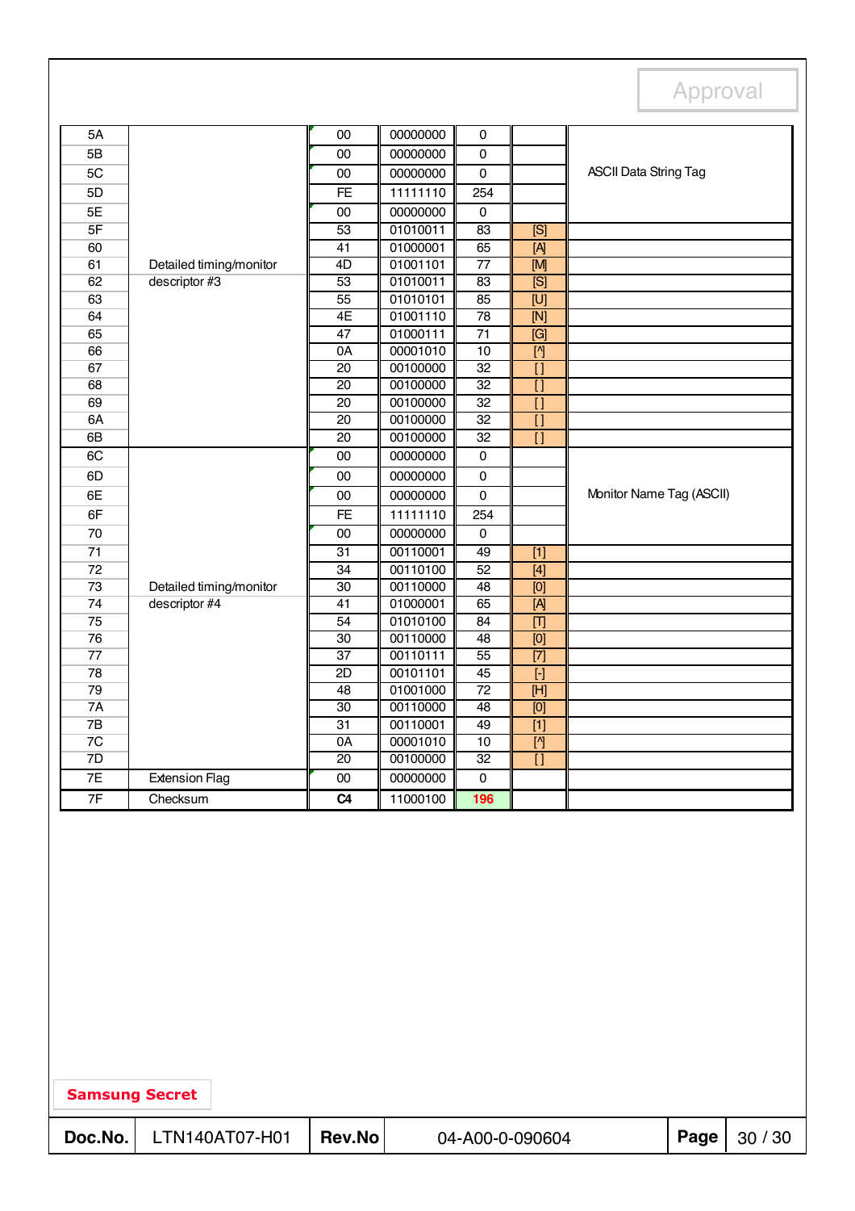Approval

| | | | | | | |
|---|---|---|---|---|---|---|
| 5A | Detailed timing/monitor descriptor #3 | 00 | 00000000 | 0 | | ASCII Data String Tag |
| 5B | | 00 | 00000000 | 0 | | |
| 5C | | 00 | 00000000 | 0 | | |
| 5D | | FE | 11111110 | 254 | | |
| 5E | | 00 | 00000000 | 0 | | |
| 5F | | 53 | 01010011 | 83 | [S] | |
| 60 | | 41 | 01000001 | 65 | [A] | |
| 61 | | 4D | 01001101 | 77 | [M] | |
| 62 | | 53 | 01010011 | 83 | [S] | |
| 63 | | 55 | 01010101 | 85 | [U] | |
| 64 | | 4E | 01001110 | 78 | [N] | |
| 65 | | 47 | 01000111 | 71 | [G] | |
| 66 | | 0A | 00001010 | 10 | [^] | |
| 67 | | 20 | 00100000 | 32 | [ ] | |
| 68 | | 20 | 00100000 | 32 | [ ] | |
| 69 | | 20 | 00100000 | 32 | [ ] | |
| 6A | | 20 | 00100000 | 32 | [ ] | |
| 6B | | 20 | 00100000 | 32 | [ ] | |
| 6C | Detailed timing/monitor descriptor #4 | 00 | 00000000 | 0 | | Monitor Name Tag (ASCII) |
| 6D | | 00 | 00000000 | 0 | | |
| 6E | | 00 | 00000000 | 0 | | |
| 6F | | FE | 11111110 | 254 | | |
| 70 | | 00 | 00000000 | 0 | | |
| 71 | | 31 | 00110001 | 49 | [1] | |
| 72 | | 34 | 00110100 | 52 | [4] | |
| 73 | | 30 | 00110000 | 48 | [0] | |
| 74 | | 41 | 01000001 | 65 | [A] | |
| 75 | | 54 | 01010100 | 84 | [T] | |
| 76 | | 30 | 00110000 | 48 | [0] | |
| 77 | | 37 | 00110111 | 55 | [7] | |
| 78 | | 2D | 00101101 | 45 | [-] | |
| 79 | | 48 | 01001000 | 72 | [H] | |
| 7A | | 30 | 00110000 | 48 | [0] | |
| 7B | | 31 | 00110001 | 49 | [1] | |
| 7C | | 0A | 00001010 | 10 | [^] | |
| 7D | | 20 | 00100000 | 32 | [ ] | |
| 7E | Extension Flag | 00 | 00000000 | 0 | | |
| 7F | Checksum | C4 | 11000100 | 196 | | |

Samsung Secret

| Doc.No. | LTN140AT07-H01 | Rev.No | 04-A00-0-090604 |
|---|---|---|---|